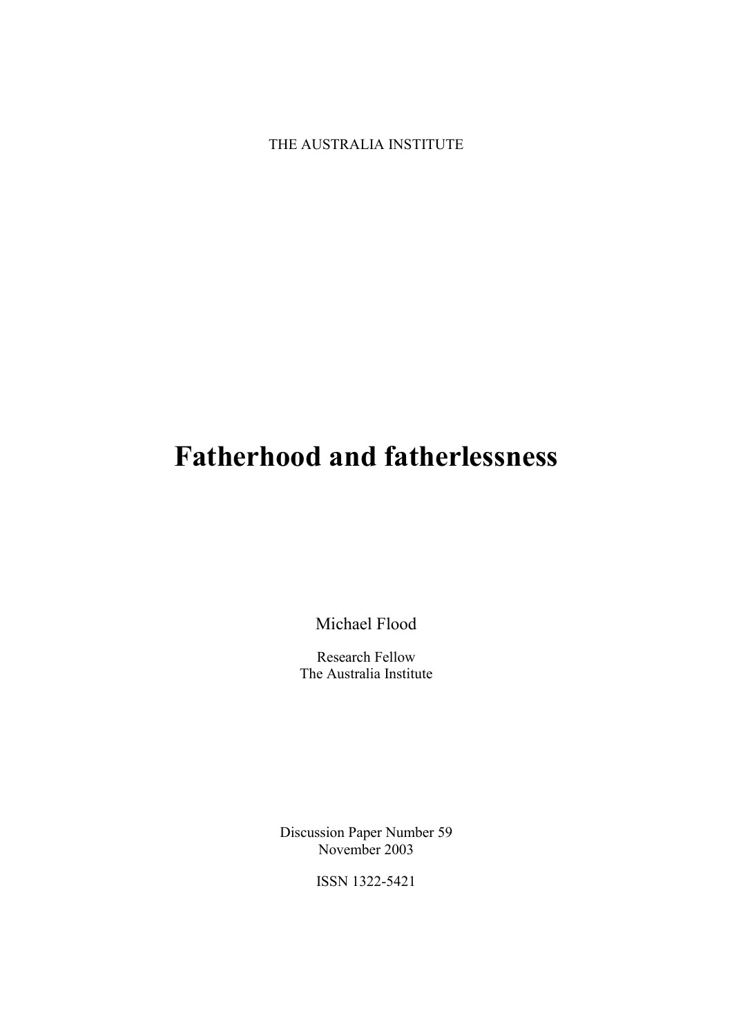THE AUSTRALIA INSTITUTE

# Fatherhood and fatherlessness

Michael Flood

Research Fellow
The Australia Institute

Discussion Paper Number 59
November 2003

ISSN 1322-5421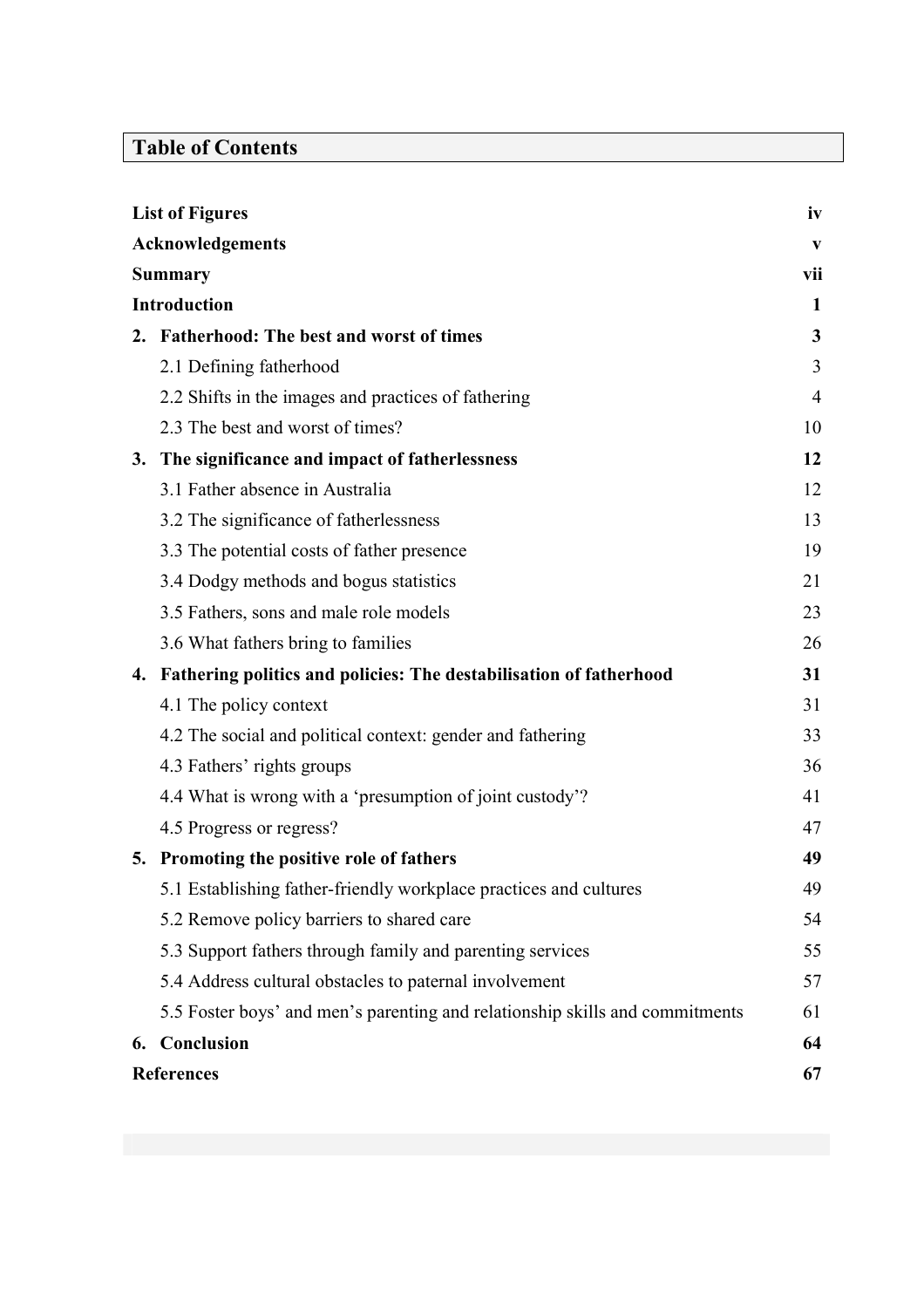# Table of Contents

| | |
|---|---|
| **List of Figures** | **iv** |
| **Acknowledgements** | **v** |
| **Summary** | **vii** |
| **Introduction** | **1** |
| **2. Fatherhood: The best and worst of times** | **3** |
| 2.1 Defining fatherhood | 3 |
| 2.2 Shifts in the images and practices of fathering | 4 |
| 2.3 The best and worst of times? | 10 |
| **3. The significance and impact of fatherlessness** | **12** |
| 3.1 Father absence in Australia | 12 |
| 3.2 The significance of fatherlessness | 13 |
| 3.3 The potential costs of father presence | 19 |
| 3.4 Dodgy methods and bogus statistics | 21 |
| 3.5 Fathers, sons and male role models | 23 |
| 3.6 What fathers bring to families | 26 |
| **4. Fathering politics and policies: The destabilisation of fatherhood** | **31** |
| 4.1 The policy context | 31 |
| 4.2 The social and political context: gender and fathering | 33 |
| 4.3 Fathers' rights groups | 36 |
| 4.4 What is wrong with a 'presumption of joint custody'? | 41 |
| 4.5 Progress or regress? | 47 |
| **5. Promoting the positive role of fathers** | **49** |
| 5.1 Establishing father-friendly workplace practices and cultures | 49 |
| 5.2 Remove policy barriers to shared care | 54 |
| 5.3 Support fathers through family and parenting services | 55 |
| 5.4 Address cultural obstacles to paternal involvement | 57 |
| 5.5 Foster boys' and men's parenting and relationship skills and commitments | 61 |
| **6. Conclusion** | **64** |
| **References** | **67** |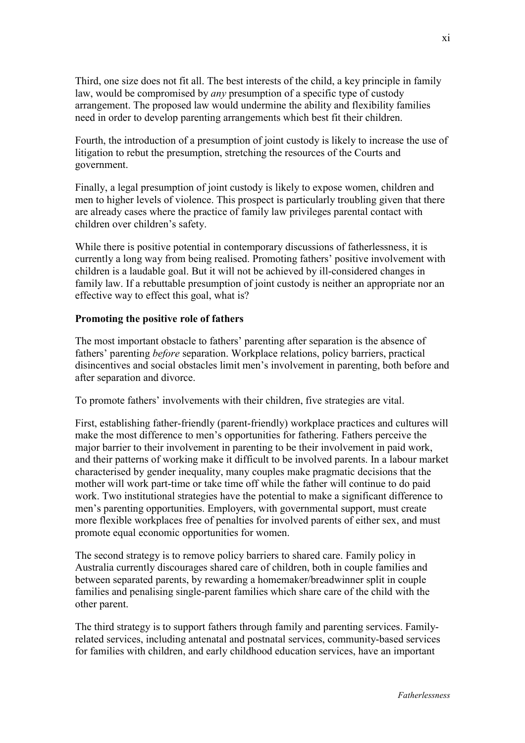Third, one size does not fit all. The best interests of the child, a key principle in family law, would be compromised by *any* presumption of a specific type of custody arrangement. The proposed law would undermine the ability and flexibility families need in order to develop parenting arrangements which best fit their children.

Fourth, the introduction of a presumption of joint custody is likely to increase the use of litigation to rebut the presumption, stretching the resources of the Courts and government.

Finally, a legal presumption of joint custody is likely to expose women, children and men to higher levels of violence. This prospect is particularly troubling given that there are already cases where the practice of family law privileges parental contact with children over children's safety.

While there is positive potential in contemporary discussions of fatherlessness, it is currently a long way from being realised. Promoting fathers' positive involvement with children is a laudable goal. But it will not be achieved by ill-considered changes in family law. If a rebuttable presumption of joint custody is neither an appropriate nor an effective way to effect this goal, what is?

**Promoting the positive role of fathers**

The most important obstacle to fathers' parenting after separation is the absence of fathers' parenting *before* separation. Workplace relations, policy barriers, practical disincentives and social obstacles limit men's involvement in parenting, both before and after separation and divorce.

To promote fathers' involvements with their children, five strategies are vital.

First, establishing father-friendly (parent-friendly) workplace practices and cultures will make the most difference to men's opportunities for fathering. Fathers perceive the major barrier to their involvement in parenting to be their involvement in paid work, and their patterns of working make it difficult to be involved parents. In a labour market characterised by gender inequality, many couples make pragmatic decisions that the mother will work part-time or take time off while the father will continue to do paid work. Two institutional strategies have the potential to make a significant difference to men's parenting opportunities. Employers, with governmental support, must create more flexible workplaces free of penalties for involved parents of either sex, and must promote equal economic opportunities for women.

The second strategy is to remove policy barriers to shared care. Family policy in Australia currently discourages shared care of children, both in couple families and between separated parents, by rewarding a homemaker/breadwinner split in couple families and penalising single-parent families which share care of the child with the other parent.

The third strategy is to support fathers through family and parenting services. Family-related services, including antenatal and postnatal services, community-based services for families with children, and early childhood education services, have an important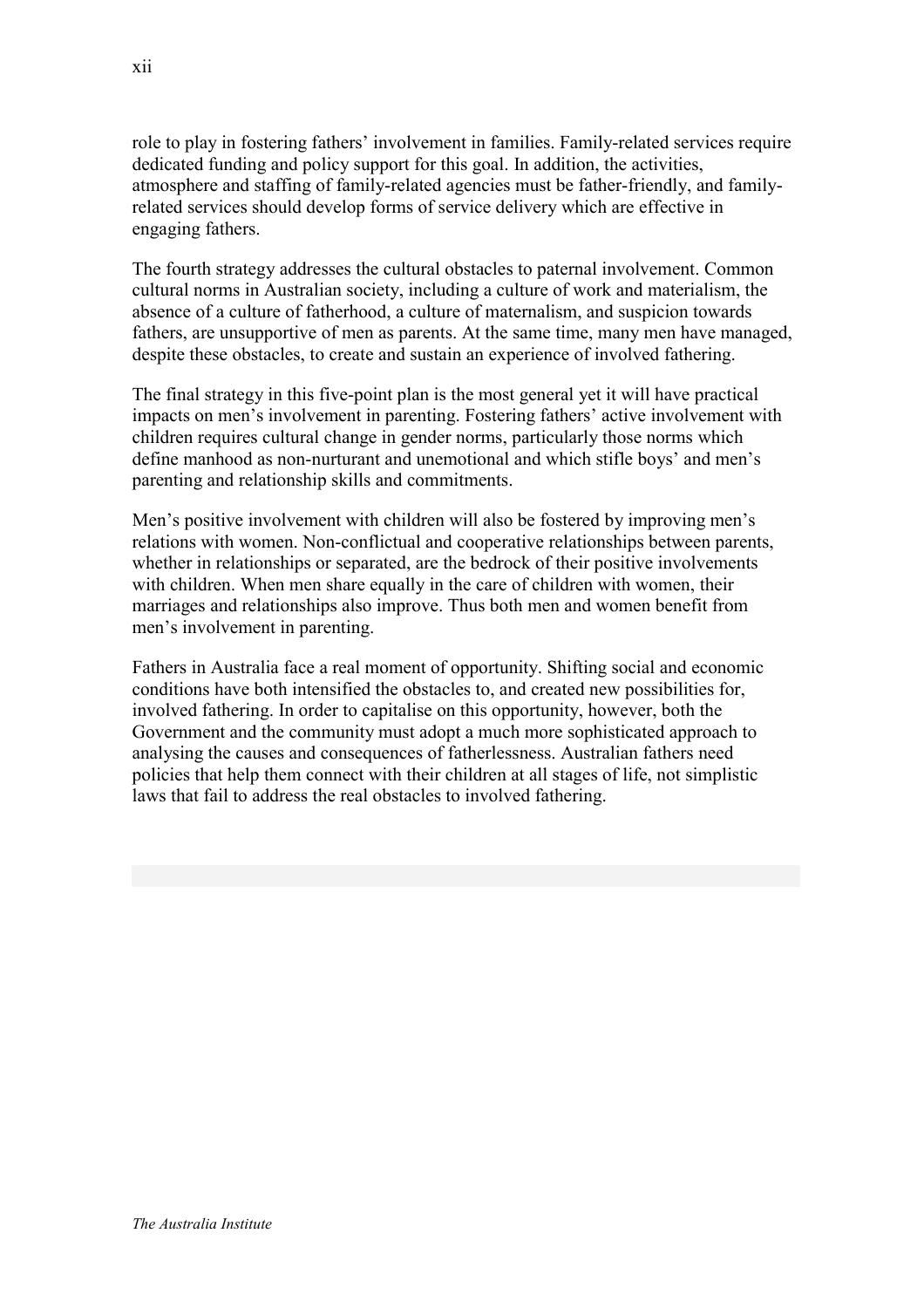role to play in fostering fathers' involvement in families. Family-related services require dedicated funding and policy support for this goal. In addition, the activities, atmosphere and staffing of family-related agencies must be father-friendly, and family-related services should develop forms of service delivery which are effective in engaging fathers.

The fourth strategy addresses the cultural obstacles to paternal involvement. Common cultural norms in Australian society, including a culture of work and materialism, the absence of a culture of fatherhood, a culture of maternalism, and suspicion towards fathers, are unsupportive of men as parents. At the same time, many men have managed, despite these obstacles, to create and sustain an experience of involved fathering.

The final strategy in this five-point plan is the most general yet it will have practical impacts on men's involvement in parenting. Fostering fathers' active involvement with children requires cultural change in gender norms, particularly those norms which define manhood as non-nurturant and unemotional and which stifle boys' and men's parenting and relationship skills and commitments.

Men's positive involvement with children will also be fostered by improving men's relations with women. Non-conflictual and cooperative relationships between parents, whether in relationships or separated, are the bedrock of their positive involvements with children. When men share equally in the care of children with women, their marriages and relationships also improve. Thus both men and women benefit from men's involvement in parenting.

Fathers in Australia face a real moment of opportunity. Shifting social and economic conditions have both intensified the obstacles to, and created new possibilities for, involved fathering. In order to capitalise on this opportunity, however, both the Government and the community must adopt a much more sophisticated approach to analysing the causes and consequences of fatherlessness. Australian fathers need policies that help them connect with their children at all stages of life, not simplistic laws that fail to address the real obstacles to involved fathering.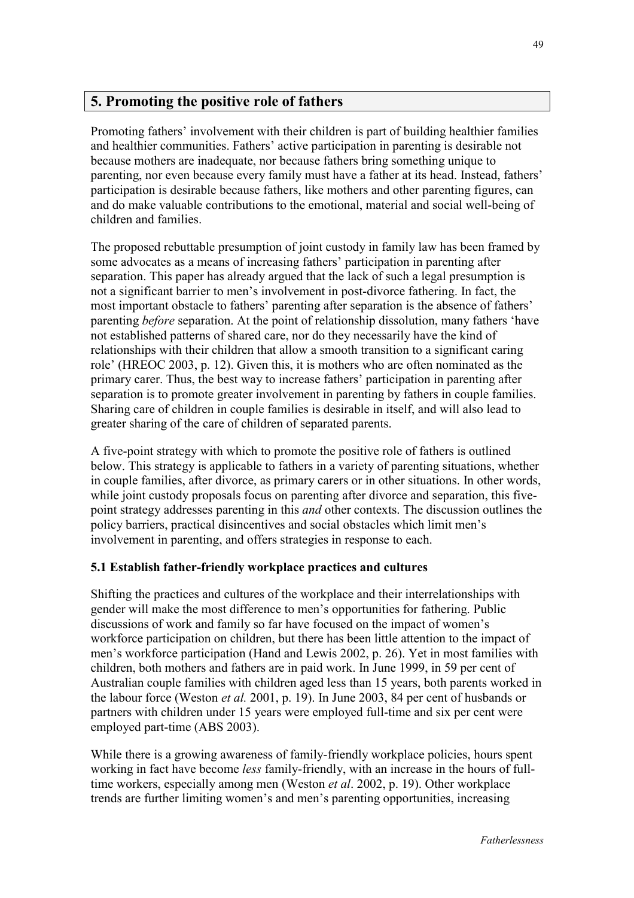## 5. Promoting the positive role of fathers

Promoting fathers' involvement with their children is part of building healthier families and healthier communities. Fathers' active participation in parenting is desirable not because mothers are inadequate, nor because fathers bring something unique to parenting, nor even because every family must have a father at its head. Instead, fathers' participation is desirable because fathers, like mothers and other parenting figures, can and do make valuable contributions to the emotional, material and social well-being of children and families.

The proposed rebuttable presumption of joint custody in family law has been framed by some advocates as a means of increasing fathers' participation in parenting after separation. This paper has already argued that the lack of such a legal presumption is not a significant barrier to men's involvement in post-divorce fathering. In fact, the most important obstacle to fathers' parenting after separation is the absence of fathers' parenting *before* separation. At the point of relationship dissolution, many fathers 'have not established patterns of shared care, nor do they necessarily have the kind of relationships with their children that allow a smooth transition to a significant caring role' (HREOC 2003, p. 12). Given this, it is mothers who are often nominated as the primary carer. Thus, the best way to increase fathers' participation in parenting after separation is to promote greater involvement in parenting by fathers in couple families. Sharing care of children in couple families is desirable in itself, and will also lead to greater sharing of the care of children of separated parents.

A five-point strategy with which to promote the positive role of fathers is outlined below. This strategy is applicable to fathers in a variety of parenting situations, whether in couple families, after divorce, as primary carers or in other situations. In other words, while joint custody proposals focus on parenting after divorce and separation, this five-point strategy addresses parenting in this *and* other contexts. The discussion outlines the policy barriers, practical disincentives and social obstacles which limit men's involvement in parenting, and offers strategies in response to each.

### 5.1 Establish father-friendly workplace practices and cultures

Shifting the practices and cultures of the workplace and their interrelationships with gender will make the most difference to men's opportunities for fathering. Public discussions of work and family so far have focused on the impact of women's workforce participation on children, but there has been little attention to the impact of men's workforce participation (Hand and Lewis 2002, p. 26). Yet in most families with children, both mothers and fathers are in paid work. In June 1999, in 59 per cent of Australian couple families with children aged less than 15 years, both parents worked in the labour force (Weston *et al.* 2001, p. 19). In June 2003, 84 per cent of husbands or partners with children under 15 years were employed full-time and six per cent were employed part-time (ABS 2003).

While there is a growing awareness of family-friendly workplace policies, hours spent working in fact have become *less* family-friendly, with an increase in the hours of full-time workers, especially among men (Weston *et al*. 2002, p. 19). Other workplace trends are further limiting women's and men's parenting opportunities, increasing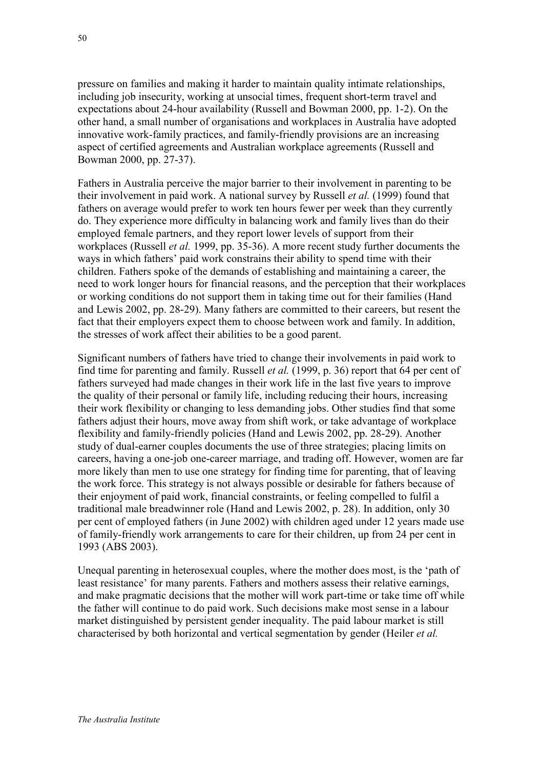pressure on families and making it harder to maintain quality intimate relationships, including job insecurity, working at unsocial times, frequent short-term travel and expectations about 24-hour availability (Russell and Bowman 2000, pp. 1-2). On the other hand, a small number of organisations and workplaces in Australia have adopted innovative work-family practices, and family-friendly provisions are an increasing aspect of certified agreements and Australian workplace agreements (Russell and Bowman 2000, pp. 27-37).

Fathers in Australia perceive the major barrier to their involvement in parenting to be their involvement in paid work. A national survey by Russell *et al.* (1999) found that fathers on average would prefer to work ten hours fewer per week than they currently do. They experience more difficulty in balancing work and family lives than do their employed female partners, and they report lower levels of support from their workplaces (Russell *et al.* 1999, pp. 35-36). A more recent study further documents the ways in which fathers' paid work constrains their ability to spend time with their children. Fathers spoke of the demands of establishing and maintaining a career, the need to work longer hours for financial reasons, and the perception that their workplaces or working conditions do not support them in taking time out for their families (Hand and Lewis 2002, pp. 28-29). Many fathers are committed to their careers, but resent the fact that their employers expect them to choose between work and family. In addition, the stresses of work affect their abilities to be a good parent.

Significant numbers of fathers have tried to change their involvements in paid work to find time for parenting and family. Russell *et al.* (1999, p. 36) report that 64 per cent of fathers surveyed had made changes in their work life in the last five years to improve the quality of their personal or family life, including reducing their hours, increasing their work flexibility or changing to less demanding jobs. Other studies find that some fathers adjust their hours, move away from shift work, or take advantage of workplace flexibility and family-friendly policies (Hand and Lewis 2002, pp. 28-29). Another study of dual-earner couples documents the use of three strategies; placing limits on careers, having a one-job one-career marriage, and trading off. However, women are far more likely than men to use one strategy for finding time for parenting, that of leaving the work force. This strategy is not always possible or desirable for fathers because of their enjoyment of paid work, financial constraints, or feeling compelled to fulfil a traditional male breadwinner role (Hand and Lewis 2002, p. 28). In addition, only 30 per cent of employed fathers (in June 2002) with children aged under 12 years made use of family-friendly work arrangements to care for their children, up from 24 per cent in 1993 (ABS 2003).

Unequal parenting in heterosexual couples, where the mother does most, is the 'path of least resistance' for many parents. Fathers and mothers assess their relative earnings, and make pragmatic decisions that the mother will work part-time or take time off while the father will continue to do paid work. Such decisions make most sense in a labour market distinguished by persistent gender inequality. The paid labour market is still characterised by both horizontal and vertical segmentation by gender (Heiler *et al.*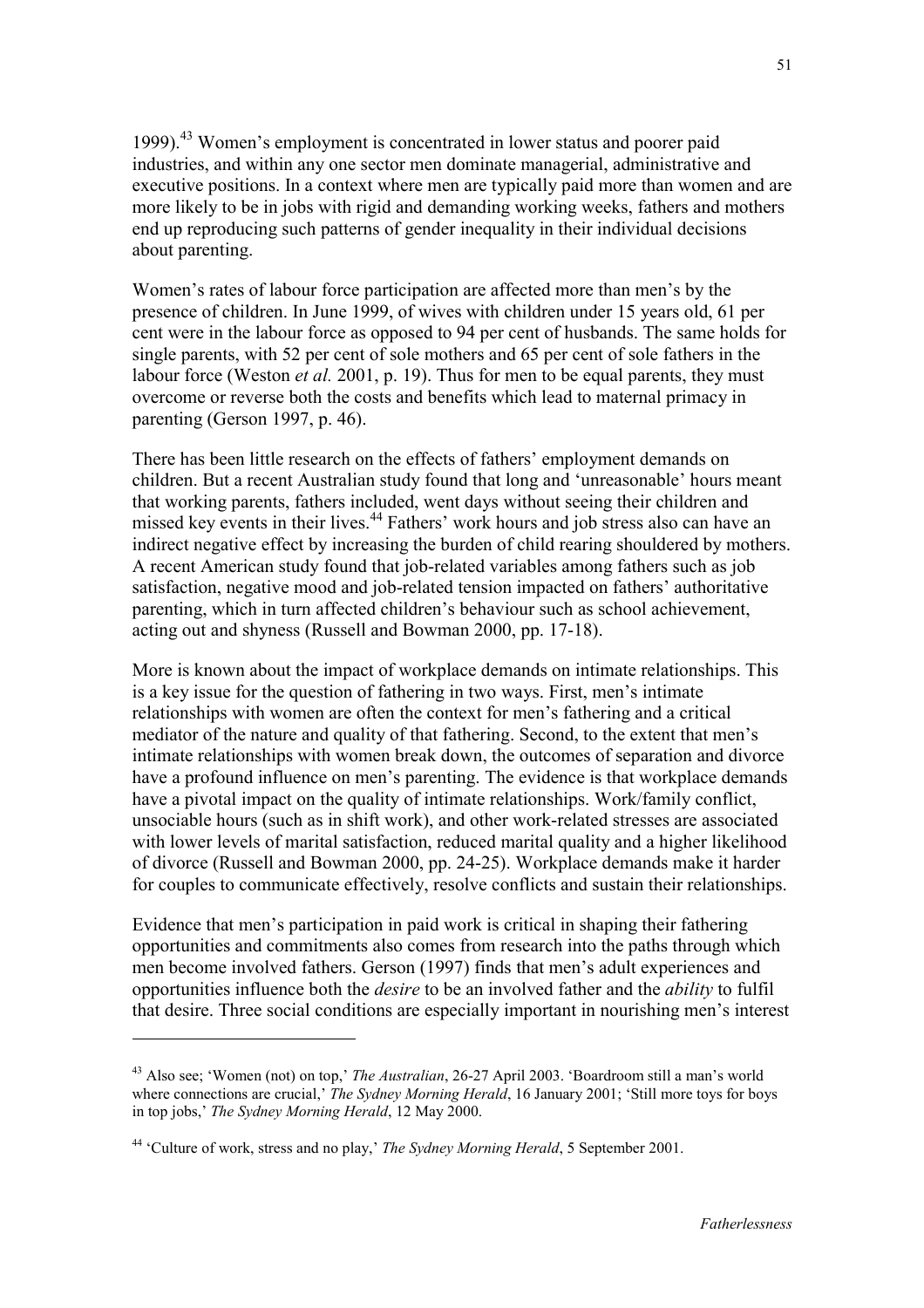1999).[43] Women's employment is concentrated in lower status and poorer paid industries, and within any one sector men dominate managerial, administrative and executive positions. In a context where men are typically paid more than women and are more likely to be in jobs with rigid and demanding working weeks, fathers and mothers end up reproducing such patterns of gender inequality in their individual decisions about parenting.

Women's rates of labour force participation are affected more than men's by the presence of children. In June 1999, of wives with children under 15 years old, 61 per cent were in the labour force as opposed to 94 per cent of husbands. The same holds for single parents, with 52 per cent of sole mothers and 65 per cent of sole fathers in the labour force (Weston *et al.* 2001, p. 19). Thus for men to be equal parents, they must overcome or reverse both the costs and benefits which lead to maternal primacy in parenting (Gerson 1997, p. 46).

There has been little research on the effects of fathers' employment demands on children. But a recent Australian study found that long and 'unreasonable' hours meant that working parents, fathers included, went days without seeing their children and missed key events in their lives.[44] Fathers' work hours and job stress also can have an indirect negative effect by increasing the burden of child rearing shouldered by mothers. A recent American study found that job-related variables among fathers such as job satisfaction, negative mood and job-related tension impacted on fathers' authoritative parenting, which in turn affected children's behaviour such as school achievement, acting out and shyness (Russell and Bowman 2000, pp. 17-18).

More is known about the impact of workplace demands on intimate relationships. This is a key issue for the question of fathering in two ways. First, men's intimate relationships with women are often the context for men's fathering and a critical mediator of the nature and quality of that fathering. Second, to the extent that men's intimate relationships with women break down, the outcomes of separation and divorce have a profound influence on men's parenting. The evidence is that workplace demands have a pivotal impact on the quality of intimate relationships. Work/family conflict, unsociable hours (such as in shift work), and other work-related stresses are associated with lower levels of marital satisfaction, reduced marital quality and a higher likelihood of divorce (Russell and Bowman 2000, pp. 24-25). Workplace demands make it harder for couples to communicate effectively, resolve conflicts and sustain their relationships.

Evidence that men's participation in paid work is critical in shaping their fathering opportunities and commitments also comes from research into the paths through which men become involved fathers. Gerson (1997) finds that men's adult experiences and opportunities influence both the *desire* to be an involved father and the *ability* to fulfil that desire. Three social conditions are especially important in nourishing men's interest

---

[43] Also see; 'Women (not) on top,' *The Australian*, 26-27 April 2003. 'Boardroom still a man's world where connections are crucial,' *The Sydney Morning Herald*, 16 January 2001; 'Still more toys for boys in top jobs,' *The Sydney Morning Herald*, 12 May 2000.

[44] 'Culture of work, stress and no play,' *The Sydney Morning Herald*, 5 September 2001.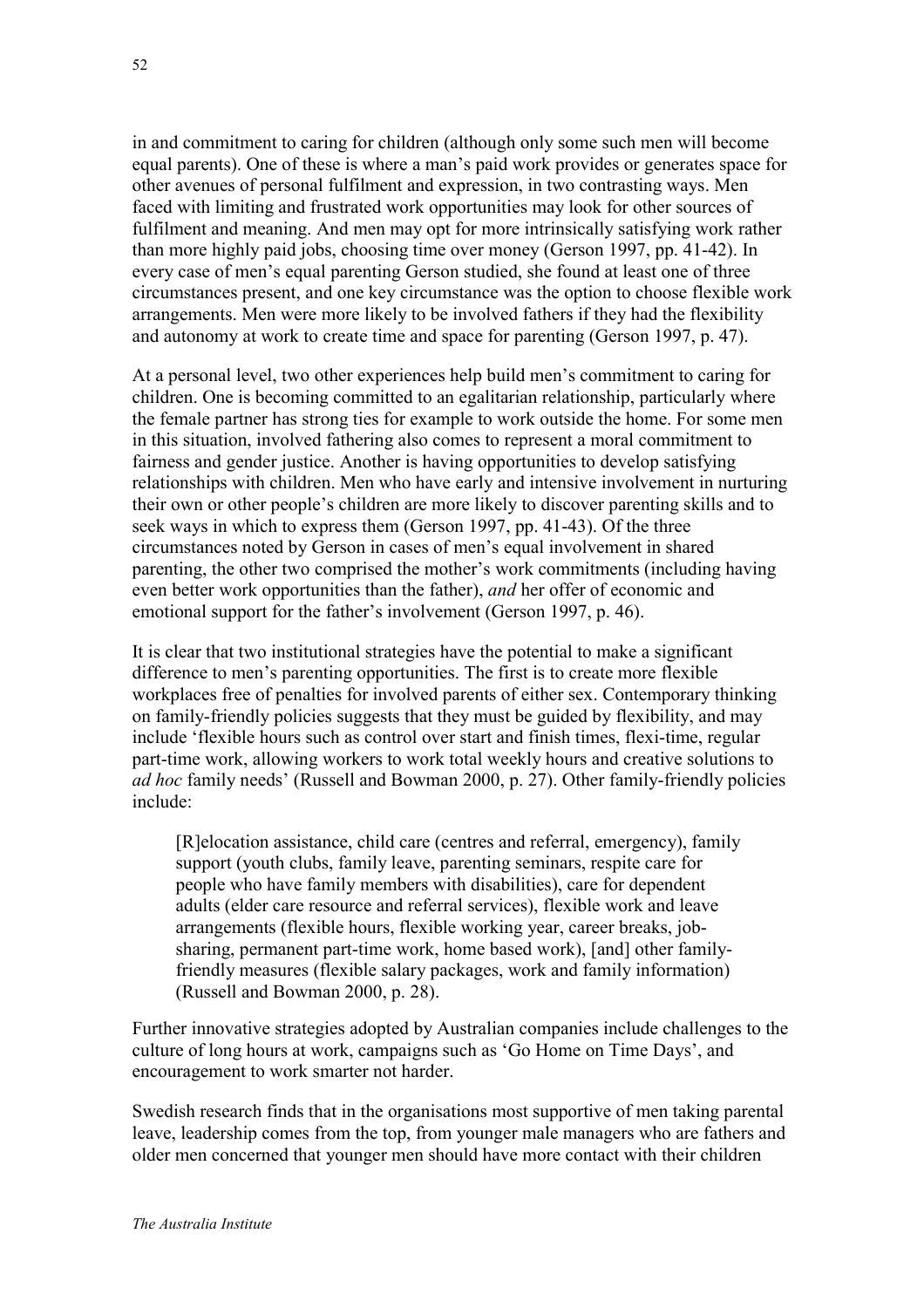in and commitment to caring for children (although only some such men will become equal parents). One of these is where a man's paid work provides or generates space for other avenues of personal fulfilment and expression, in two contrasting ways. Men faced with limiting and frustrated work opportunities may look for other sources of fulfilment and meaning. And men may opt for more intrinsically satisfying work rather than more highly paid jobs, choosing time over money (Gerson 1997, pp. 41-42). In every case of men's equal parenting Gerson studied, she found at least one of three circumstances present, and one key circumstance was the option to choose flexible work arrangements. Men were more likely to be involved fathers if they had the flexibility and autonomy at work to create time and space for parenting (Gerson 1997, p. 47).

At a personal level, two other experiences help build men's commitment to caring for children. One is becoming committed to an egalitarian relationship, particularly where the female partner has strong ties for example to work outside the home. For some men in this situation, involved fathering also comes to represent a moral commitment to fairness and gender justice. Another is having opportunities to develop satisfying relationships with children. Men who have early and intensive involvement in nurturing their own or other people's children are more likely to discover parenting skills and to seek ways in which to express them (Gerson 1997, pp. 41-43). Of the three circumstances noted by Gerson in cases of men's equal involvement in shared parenting, the other two comprised the mother's work commitments (including having even better work opportunities than the father), *and* her offer of economic and emotional support for the father's involvement (Gerson 1997, p. 46).

It is clear that two institutional strategies have the potential to make a significant difference to men's parenting opportunities. The first is to create more flexible workplaces free of penalties for involved parents of either sex. Contemporary thinking on family-friendly policies suggests that they must be guided by flexibility, and may include 'flexible hours such as control over start and finish times, flexi-time, regular part-time work, allowing workers to work total weekly hours and creative solutions to *ad hoc* family needs' (Russell and Bowman 2000, p. 27). Other family-friendly policies include:

> [R]elocation assistance, child care (centres and referral, emergency), family support (youth clubs, family leave, parenting seminars, respite care for people who have family members with disabilities), care for dependent adults (elder care resource and referral services), flexible work and leave arrangements (flexible hours, flexible working year, career breaks, job-sharing, permanent part-time work, home based work), [and] other family-friendly measures (flexible salary packages, work and family information) (Russell and Bowman 2000, p. 28).

Further innovative strategies adopted by Australian companies include challenges to the culture of long hours at work, campaigns such as 'Go Home on Time Days', and encouragement to work smarter not harder.

Swedish research finds that in the organisations most supportive of men taking parental leave, leadership comes from the top, from younger male managers who are fathers and older men concerned that younger men should have more contact with their children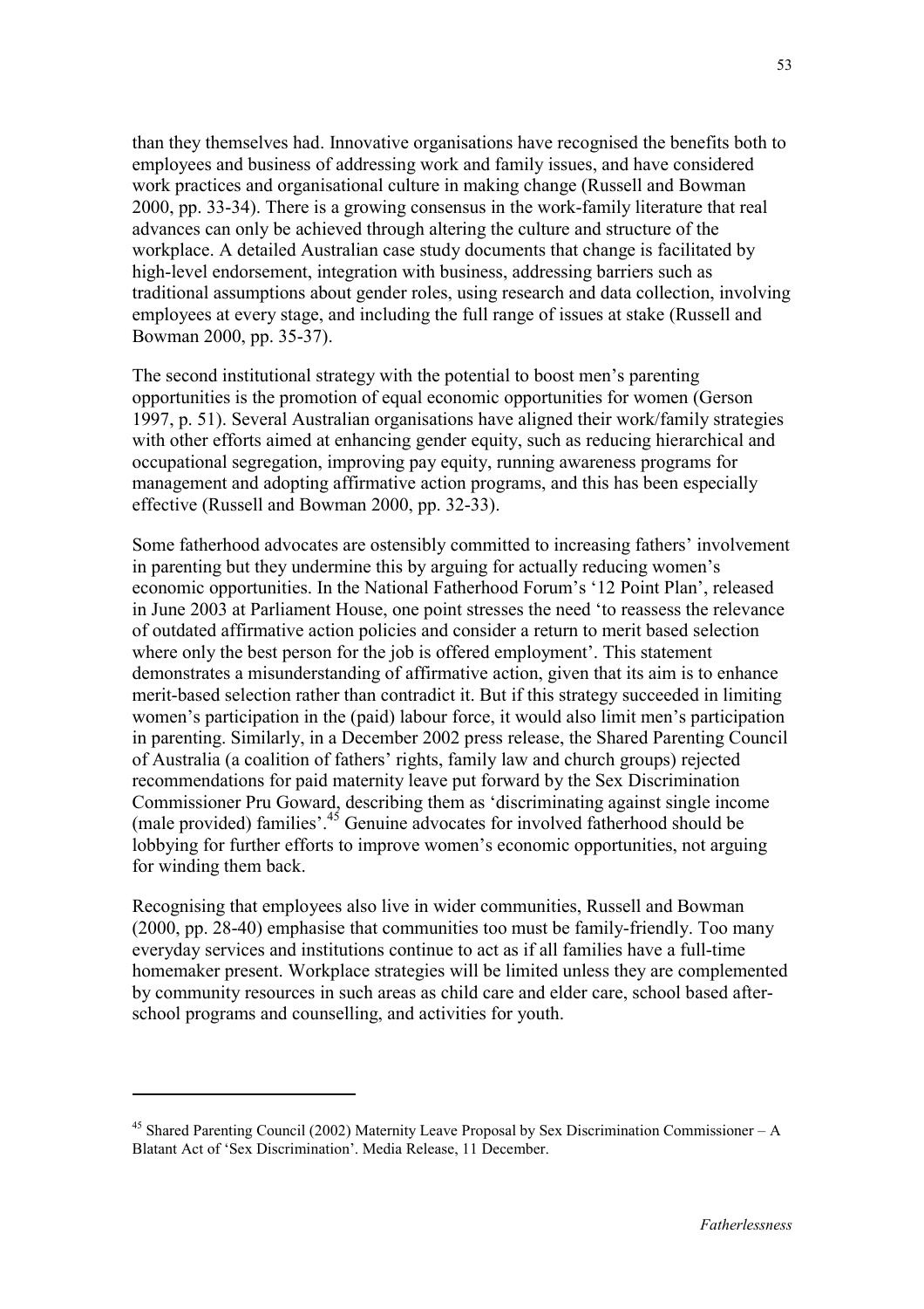than they themselves had. Innovative organisations have recognised the benefits both to employees and business of addressing work and family issues, and have considered work practices and organisational culture in making change (Russell and Bowman 2000, pp. 33-34). There is a growing consensus in the work-family literature that real advances can only be achieved through altering the culture and structure of the workplace. A detailed Australian case study documents that change is facilitated by high-level endorsement, integration with business, addressing barriers such as traditional assumptions about gender roles, using research and data collection, involving employees at every stage, and including the full range of issues at stake (Russell and Bowman 2000, pp. 35-37).

The second institutional strategy with the potential to boost men's parenting opportunities is the promotion of equal economic opportunities for women (Gerson 1997, p. 51). Several Australian organisations have aligned their work/family strategies with other efforts aimed at enhancing gender equity, such as reducing hierarchical and occupational segregation, improving pay equity, running awareness programs for management and adopting affirmative action programs, and this has been especially effective (Russell and Bowman 2000, pp. 32-33).

Some fatherhood advocates are ostensibly committed to increasing fathers' involvement in parenting but they undermine this by arguing for actually reducing women's economic opportunities. In the National Fatherhood Forum's '12 Point Plan', released in June 2003 at Parliament House, one point stresses the need 'to reassess the relevance of outdated affirmative action policies and consider a return to merit based selection where only the best person for the job is offered employment'. This statement demonstrates a misunderstanding of affirmative action, given that its aim is to enhance merit-based selection rather than contradict it. But if this strategy succeeded in limiting women's participation in the (paid) labour force, it would also limit men's participation in parenting. Similarly, in a December 2002 press release, the Shared Parenting Council of Australia (a coalition of fathers' rights, family law and church groups) rejected recommendations for paid maternity leave put forward by the Sex Discrimination Commissioner Pru Goward, describing them as 'discriminating against single income (male provided) families'.[45] Genuine advocates for involved fatherhood should be lobbying for further efforts to improve women's economic opportunities, not arguing for winding them back.

Recognising that employees also live in wider communities, Russell and Bowman (2000, pp. 28-40) emphasise that communities too must be family-friendly. Too many everyday services and institutions continue to act as if all families have a full-time homemaker present. Workplace strategies will be limited unless they are complemented by community resources in such areas as child care and elder care, school based after-school programs and counselling, and activities for youth.

---

[45] Shared Parenting Council (2002) Maternity Leave Proposal by Sex Discrimination Commissioner – A Blatant Act of 'Sex Discrimination'. Media Release, 11 December.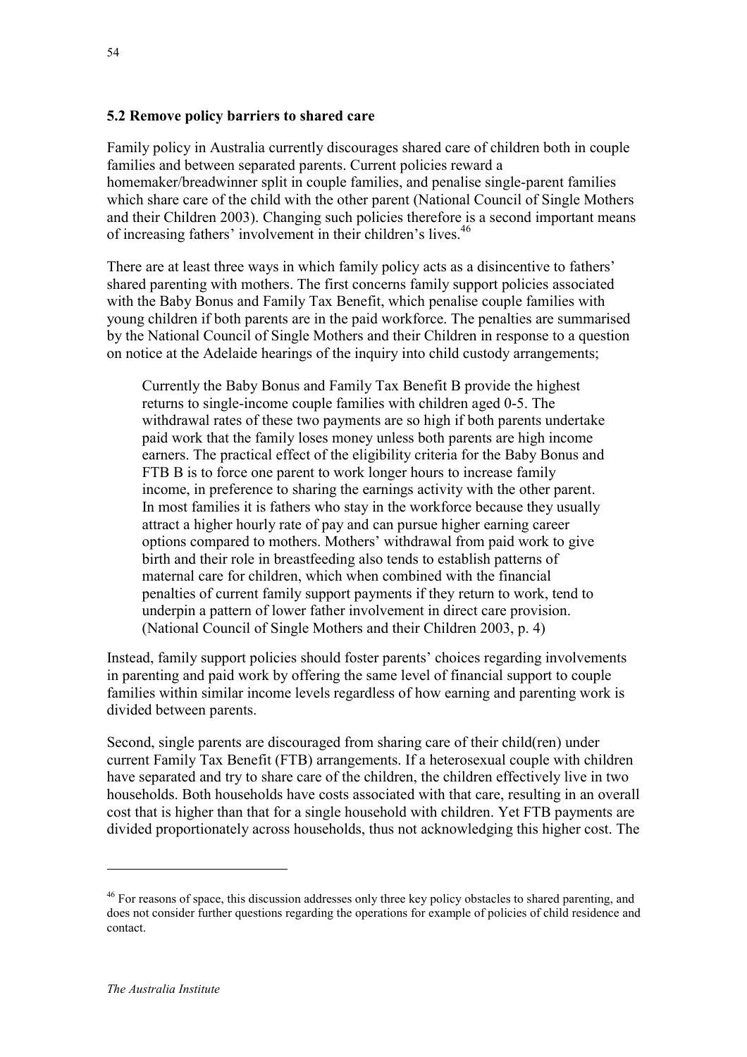### 5.2 Remove policy barriers to shared care

Family policy in Australia currently discourages shared care of children both in couple families and between separated parents. Current policies reward a homemaker/breadwinner split in couple families, and penalise single-parent families which share care of the child with the other parent (National Council of Single Mothers and their Children 2003). Changing such policies therefore is a second important means of increasing fathers' involvement in their children's lives.[46]

There are at least three ways in which family policy acts as a disincentive to fathers' shared parenting with mothers. The first concerns family support policies associated with the Baby Bonus and Family Tax Benefit, which penalise couple families with young children if both parents are in the paid workforce. The penalties are summarised by the National Council of Single Mothers and their Children in response to a question on notice at the Adelaide hearings of the inquiry into child custody arrangements;

> Currently the Baby Bonus and Family Tax Benefit B provide the highest returns to single-income couple families with children aged 0-5. The withdrawal rates of these two payments are so high if both parents undertake paid work that the family loses money unless both parents are high income earners. The practical effect of the eligibility criteria for the Baby Bonus and FTB B is to force one parent to work longer hours to increase family income, in preference to sharing the earnings activity with the other parent. In most families it is fathers who stay in the workforce because they usually attract a higher hourly rate of pay and can pursue higher earning career options compared to mothers. Mothers' withdrawal from paid work to give birth and their role in breastfeeding also tends to establish patterns of maternal care for children, which when combined with the financial penalties of current family support payments if they return to work, tend to underpin a pattern of lower father involvement in direct care provision. (National Council of Single Mothers and their Children 2003, p. 4)

Instead, family support policies should foster parents' choices regarding involvements in parenting and paid work by offering the same level of financial support to couple families within similar income levels regardless of how earning and parenting work is divided between parents.

Second, single parents are discouraged from sharing care of their child(ren) under current Family Tax Benefit (FTB) arrangements. If a heterosexual couple with children have separated and try to share care of the children, the children effectively live in two households. Both households have costs associated with that care, resulting in an overall cost that is higher than that for a single household with children. Yet FTB payments are divided proportionately across households, thus not acknowledging this higher cost. The

---

[46] For reasons of space, this discussion addresses only three key policy obstacles to shared parenting, and does not consider further questions regarding the operations for example of policies of child residence and contact.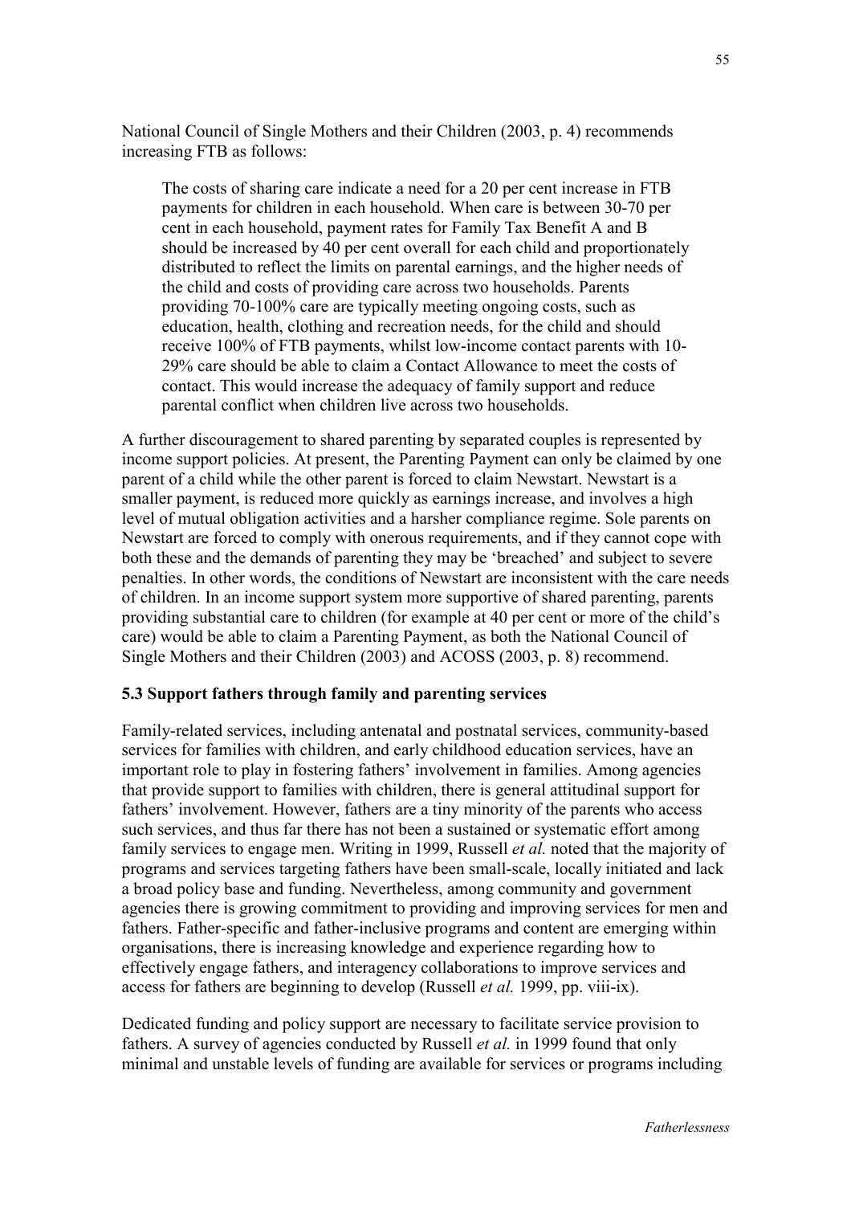National Council of Single Mothers and their Children (2003, p. 4) recommends increasing FTB as follows:

> The costs of sharing care indicate a need for a 20 per cent increase in FTB payments for children in each household. When care is between 30-70 per cent in each household, payment rates for Family Tax Benefit A and B should be increased by 40 per cent overall for each child and proportionately distributed to reflect the limits on parental earnings, and the higher needs of the child and costs of providing care across two households. Parents providing 70-100% care are typically meeting ongoing costs, such as education, health, clothing and recreation needs, for the child and should receive 100% of FTB payments, whilst low-income contact parents with 10-29% care should be able to claim a Contact Allowance to meet the costs of contact. This would increase the adequacy of family support and reduce parental conflict when children live across two households.

A further discouragement to shared parenting by separated couples is represented by income support policies. At present, the Parenting Payment can only be claimed by one parent of a child while the other parent is forced to claim Newstart. Newstart is a smaller payment, is reduced more quickly as earnings increase, and involves a high level of mutual obligation activities and a harsher compliance regime. Sole parents on Newstart are forced to comply with onerous requirements, and if they cannot cope with both these and the demands of parenting they may be 'breached' and subject to severe penalties. In other words, the conditions of Newstart are inconsistent with the care needs of children. In an income support system more supportive of shared parenting, parents providing substantial care to children (for example at 40 per cent or more of the child's care) would be able to claim a Parenting Payment, as both the National Council of Single Mothers and their Children (2003) and ACOSS (2003, p. 8) recommend.

### 5.3 Support fathers through family and parenting services

Family-related services, including antenatal and postnatal services, community-based services for families with children, and early childhood education services, have an important role to play in fostering fathers' involvement in families. Among agencies that provide support to families with children, there is general attitudinal support for fathers' involvement. However, fathers are a tiny minority of the parents who access such services, and thus far there has not been a sustained or systematic effort among family services to engage men. Writing in 1999, Russell *et al.* noted that the majority of programs and services targeting fathers have been small-scale, locally initiated and lack a broad policy base and funding. Nevertheless, among community and government agencies there is growing commitment to providing and improving services for men and fathers. Father-specific and father-inclusive programs and content are emerging within organisations, there is increasing knowledge and experience regarding how to effectively engage fathers, and interagency collaborations to improve services and access for fathers are beginning to develop (Russell *et al.* 1999, pp. viii-ix).

Dedicated funding and policy support are necessary to facilitate service provision to fathers. A survey of agencies conducted by Russell *et al.* in 1999 found that only minimal and unstable levels of funding are available for services or programs including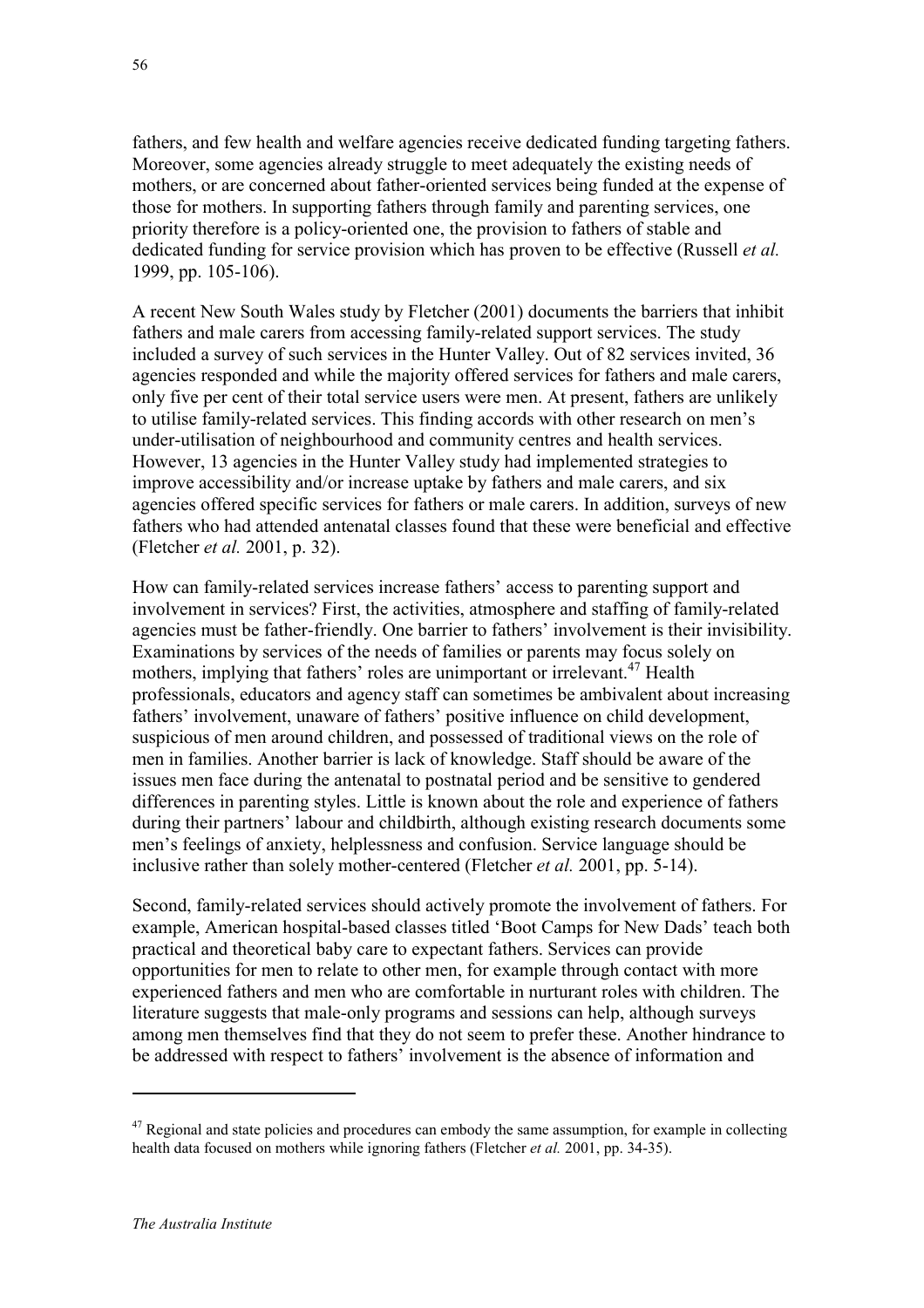fathers, and few health and welfare agencies receive dedicated funding targeting fathers. Moreover, some agencies already struggle to meet adequately the existing needs of mothers, or are concerned about father-oriented services being funded at the expense of those for mothers. In supporting fathers through family and parenting services, one priority therefore is a policy-oriented one, the provision to fathers of stable and dedicated funding for service provision which has proven to be effective (Russell *et al.* 1999, pp. 105-106).

A recent New South Wales study by Fletcher (2001) documents the barriers that inhibit fathers and male carers from accessing family-related support services. The study included a survey of such services in the Hunter Valley. Out of 82 services invited, 36 agencies responded and while the majority offered services for fathers and male carers, only five per cent of their total service users were men. At present, fathers are unlikely to utilise family-related services. This finding accords with other research on men's under-utilisation of neighbourhood and community centres and health services. However, 13 agencies in the Hunter Valley study had implemented strategies to improve accessibility and/or increase uptake by fathers and male carers, and six agencies offered specific services for fathers or male carers. In addition, surveys of new fathers who had attended antenatal classes found that these were beneficial and effective (Fletcher *et al.* 2001, p. 32).

How can family-related services increase fathers' access to parenting support and involvement in services? First, the activities, atmosphere and staffing of family-related agencies must be father-friendly. One barrier to fathers' involvement is their invisibility. Examinations by services of the needs of families or parents may focus solely on mothers, implying that fathers' roles are unimportant or irrelevant.[47] Health professionals, educators and agency staff can sometimes be ambivalent about increasing fathers' involvement, unaware of fathers' positive influence on child development, suspicious of men around children, and possessed of traditional views on the role of men in families. Another barrier is lack of knowledge. Staff should be aware of the issues men face during the antenatal to postnatal period and be sensitive to gendered differences in parenting styles. Little is known about the role and experience of fathers during their partners' labour and childbirth, although existing research documents some men's feelings of anxiety, helplessness and confusion. Service language should be inclusive rather than solely mother-centered (Fletcher *et al.* 2001, pp. 5-14).

Second, family-related services should actively promote the involvement of fathers. For example, American hospital-based classes titled 'Boot Camps for New Dads' teach both practical and theoretical baby care to expectant fathers. Services can provide opportunities for men to relate to other men, for example through contact with more experienced fathers and men who are comfortable in nurturant roles with children. The literature suggests that male-only programs and sessions can help, although surveys among men themselves find that they do not seem to prefer these. Another hindrance to be addressed with respect to fathers' involvement is the absence of information and

---

[47] Regional and state policies and procedures can embody the same assumption, for example in collecting health data focused on mothers while ignoring fathers (Fletcher *et al.* 2001, pp. 34-35).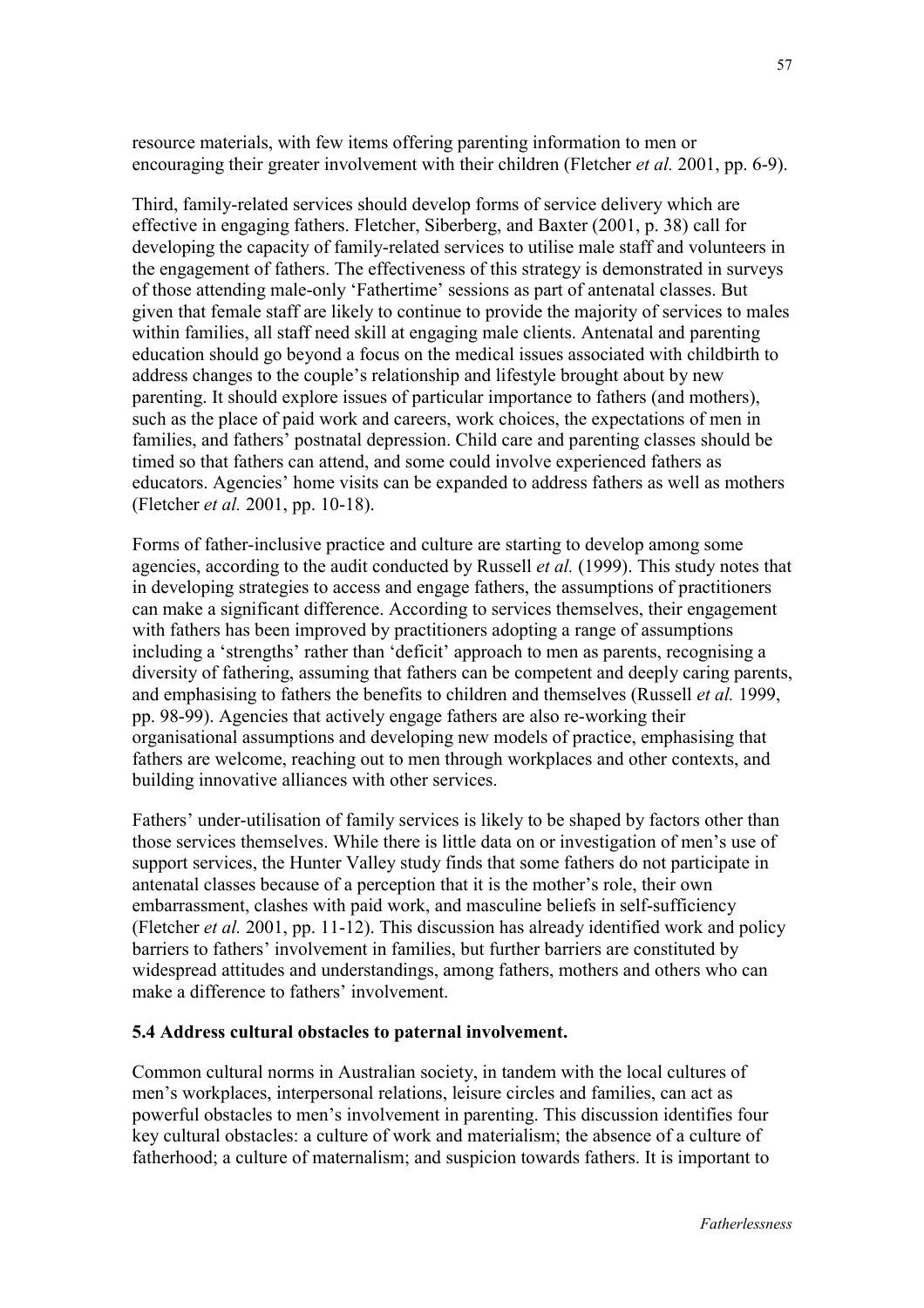resource materials, with few items offering parenting information to men or encouraging their greater involvement with their children (Fletcher *et al.* 2001, pp. 6-9).

Third, family-related services should develop forms of service delivery which are effective in engaging fathers. Fletcher, Siberberg, and Baxter (2001, p. 38) call for developing the capacity of family-related services to utilise male staff and volunteers in the engagement of fathers. The effectiveness of this strategy is demonstrated in surveys of those attending male-only 'Fathertime' sessions as part of antenatal classes. But given that female staff are likely to continue to provide the majority of services to males within families, all staff need skill at engaging male clients. Antenatal and parenting education should go beyond a focus on the medical issues associated with childbirth to address changes to the couple's relationship and lifestyle brought about by new parenting. It should explore issues of particular importance to fathers (and mothers), such as the place of paid work and careers, work choices, the expectations of men in families, and fathers' postnatal depression. Child care and parenting classes should be timed so that fathers can attend, and some could involve experienced fathers as educators. Agencies' home visits can be expanded to address fathers as well as mothers (Fletcher *et al.* 2001, pp. 10-18).

Forms of father-inclusive practice and culture are starting to develop among some agencies, according to the audit conducted by Russell *et al.* (1999). This study notes that in developing strategies to access and engage fathers, the assumptions of practitioners can make a significant difference. According to services themselves, their engagement with fathers has been improved by practitioners adopting a range of assumptions including a 'strengths' rather than 'deficit' approach to men as parents, recognising a diversity of fathering, assuming that fathers can be competent and deeply caring parents, and emphasising to fathers the benefits to children and themselves (Russell *et al.* 1999, pp. 98-99). Agencies that actively engage fathers are also re-working their organisational assumptions and developing new models of practice, emphasising that fathers are welcome, reaching out to men through workplaces and other contexts, and building innovative alliances with other services.

Fathers' under-utilisation of family services is likely to be shaped by factors other than those services themselves. While there is little data on or investigation of men's use of support services, the Hunter Valley study finds that some fathers do not participate in antenatal classes because of a perception that it is the mother's role, their own embarrassment, clashes with paid work, and masculine beliefs in self-sufficiency (Fletcher *et al.* 2001, pp. 11-12). This discussion has already identified work and policy barriers to fathers' involvement in families, but further barriers are constituted by widespread attitudes and understandings, among fathers, mothers and others who can make a difference to fathers' involvement.

### 5.4 Address cultural obstacles to paternal involvement.

Common cultural norms in Australian society, in tandem with the local cultures of men's workplaces, interpersonal relations, leisure circles and families, can act as powerful obstacles to men's involvement in parenting. This discussion identifies four key cultural obstacles: a culture of work and materialism; the absence of a culture of fatherhood; a culture of maternalism; and suspicion towards fathers. It is important to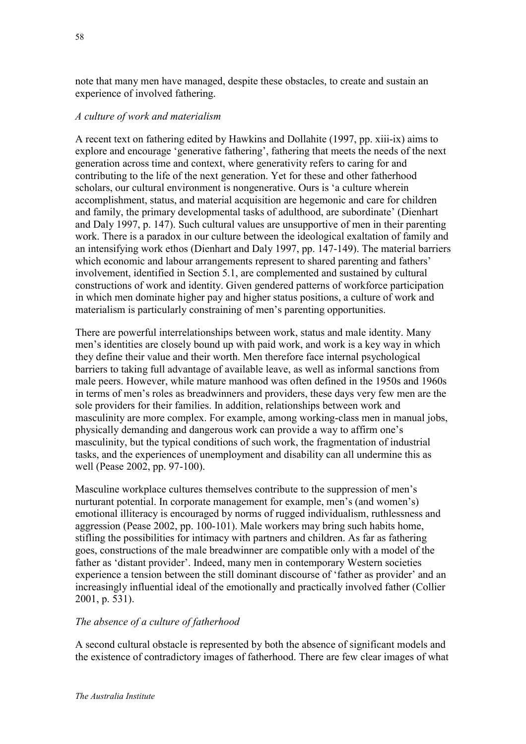note that many men have managed, despite these obstacles, to create and sustain an experience of involved fathering.

*A culture of work and materialism*

A recent text on fathering edited by Hawkins and Dollahite (1997, pp. xiii-ix) aims to explore and encourage 'generative fathering', fathering that meets the needs of the next generation across time and context, where generativity refers to caring for and contributing to the life of the next generation. Yet for these and other fatherhood scholars, our cultural environment is nongenerative. Ours is 'a culture wherein accomplishment, status, and material acquisition are hegemonic and care for children and family, the primary developmental tasks of adulthood, are subordinate' (Dienhart and Daly 1997, p. 147). Such cultural values are unsupportive of men in their parenting work. There is a paradox in our culture between the ideological exaltation of family and an intensifying work ethos (Dienhart and Daly 1997, pp. 147-149). The material barriers which economic and labour arrangements represent to shared parenting and fathers' involvement, identified in Section 5.1, are complemented and sustained by cultural constructions of work and identity. Given gendered patterns of workforce participation in which men dominate higher pay and higher status positions, a culture of work and materialism is particularly constraining of men's parenting opportunities.

There are powerful interrelationships between work, status and male identity. Many men's identities are closely bound up with paid work, and work is a key way in which they define their value and their worth. Men therefore face internal psychological barriers to taking full advantage of available leave, as well as informal sanctions from male peers. However, while mature manhood was often defined in the 1950s and 1960s in terms of men's roles as breadwinners and providers, these days very few men are the sole providers for their families. In addition, relationships between work and masculinity are more complex. For example, among working-class men in manual jobs, physically demanding and dangerous work can provide a way to affirm one's masculinity, but the typical conditions of such work, the fragmentation of industrial tasks, and the experiences of unemployment and disability can all undermine this as well (Pease 2002, pp. 97-100).

Masculine workplace cultures themselves contribute to the suppression of men's nurturant potential. In corporate management for example, men's (and women's) emotional illiteracy is encouraged by norms of rugged individualism, ruthlessness and aggression (Pease 2002, pp. 100-101). Male workers may bring such habits home, stifling the possibilities for intimacy with partners and children. As far as fathering goes, constructions of the male breadwinner are compatible only with a model of the father as 'distant provider'. Indeed, many men in contemporary Western societies experience a tension between the still dominant discourse of 'father as provider' and an increasingly influential ideal of the emotionally and practically involved father (Collier 2001, p. 531).

*The absence of a culture of fatherhood*

A second cultural obstacle is represented by both the absence of significant models and the existence of contradictory images of fatherhood. There are few clear images of what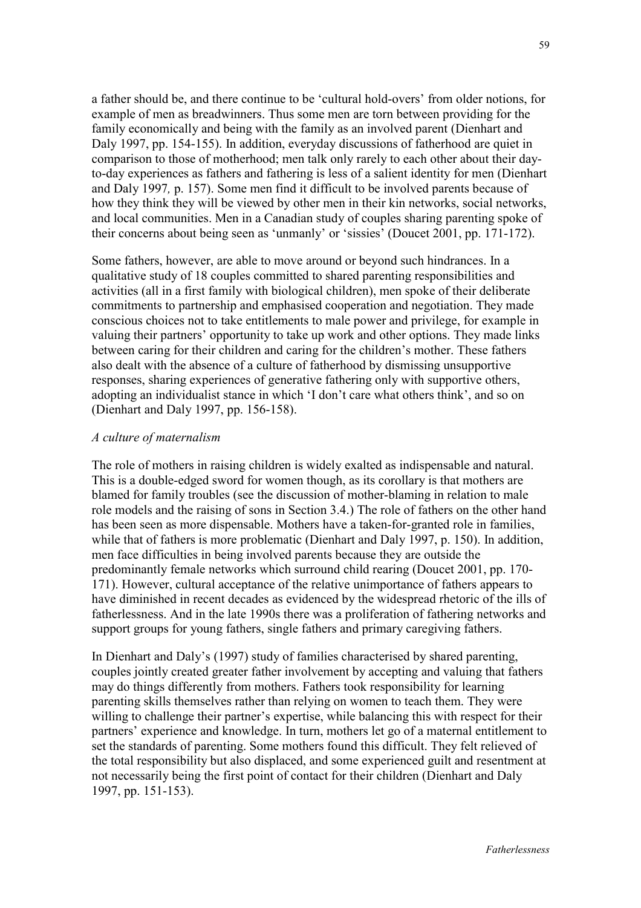a father should be, and there continue to be 'cultural hold-overs' from older notions, for example of men as breadwinners. Thus some men are torn between providing for the family economically and being with the family as an involved parent (Dienhart and Daly 1997, pp. 154-155). In addition, everyday discussions of fatherhood are quiet in comparison to those of motherhood; men talk only rarely to each other about their day-to-day experiences as fathers and fathering is less of a salient identity for men (Dienhart and Daly 1997, p. 157). Some men find it difficult to be involved parents because of how they think they will be viewed by other men in their kin networks, social networks, and local communities. Men in a Canadian study of couples sharing parenting spoke of their concerns about being seen as 'unmanly' or 'sissies' (Doucet 2001, pp. 171-172).

Some fathers, however, are able to move around or beyond such hindrances. In a qualitative study of 18 couples committed to shared parenting responsibilities and activities (all in a first family with biological children), men spoke of their deliberate commitments to partnership and emphasised cooperation and negotiation. They made conscious choices not to take entitlements to male power and privilege, for example in valuing their partners' opportunity to take up work and other options. They made links between caring for their children and caring for the children's mother. These fathers also dealt with the absence of a culture of fatherhood by dismissing unsupportive responses, sharing experiences of generative fathering only with supportive others, adopting an individualist stance in which 'I don't care what others think', and so on (Dienhart and Daly 1997, pp. 156-158).

*A culture of maternalism*

The role of mothers in raising children is widely exalted as indispensable and natural. This is a double-edged sword for women though, as its corollary is that mothers are blamed for family troubles (see the discussion of mother-blaming in relation to male role models and the raising of sons in Section 3.4.) The role of fathers on the other hand has been seen as more dispensable. Mothers have a taken-for-granted role in families, while that of fathers is more problematic (Dienhart and Daly 1997, p. 150). In addition, men face difficulties in being involved parents because they are outside the predominantly female networks which surround child rearing (Doucet 2001, pp. 170-171). However, cultural acceptance of the relative unimportance of fathers appears to have diminished in recent decades as evidenced by the widespread rhetoric of the ills of fatherlessness. And in the late 1990s there was a proliferation of fathering networks and support groups for young fathers, single fathers and primary caregiving fathers.

In Dienhart and Daly's (1997) study of families characterised by shared parenting, couples jointly created greater father involvement by accepting and valuing that fathers may do things differently from mothers. Fathers took responsibility for learning parenting skills themselves rather than relying on women to teach them. They were willing to challenge their partner's expertise, while balancing this with respect for their partners' experience and knowledge. In turn, mothers let go of a maternal entitlement to set the standards of parenting. Some mothers found this difficult. They felt relieved of the total responsibility but also displaced, and some experienced guilt and resentment at not necessarily being the first point of contact for their children (Dienhart and Daly 1997, pp. 151-153).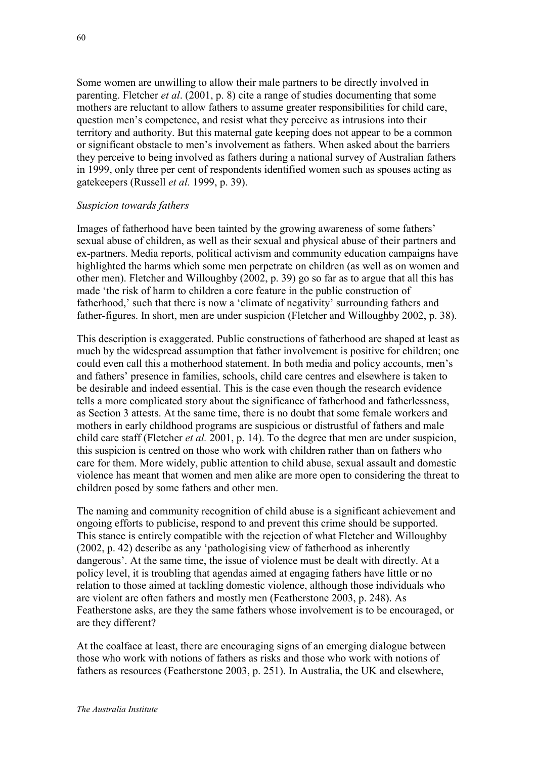Some women are unwilling to allow their male partners to be directly involved in parenting. Fletcher *et al*. (2001, p. 8) cite a range of studies documenting that some mothers are reluctant to allow fathers to assume greater responsibilities for child care, question men's competence, and resist what they perceive as intrusions into their territory and authority. But this maternal gate keeping does not appear to be a common or significant obstacle to men's involvement as fathers. When asked about the barriers they perceive to being involved as fathers during a national survey of Australian fathers in 1999, only three per cent of respondents identified women such as spouses acting as gatekeepers (Russell *et al.* 1999, p. 39).

*Suspicion towards fathers*

Images of fatherhood have been tainted by the growing awareness of some fathers' sexual abuse of children, as well as their sexual and physical abuse of their partners and ex-partners. Media reports, political activism and community education campaigns have highlighted the harms which some men perpetrate on children (as well as on women and other men). Fletcher and Willoughby (2002, p. 39) go so far as to argue that all this has made 'the risk of harm to children a core feature in the public construction of fatherhood,' such that there is now a 'climate of negativity' surrounding fathers and father-figures. In short, men are under suspicion (Fletcher and Willoughby 2002, p. 38).

This description is exaggerated. Public constructions of fatherhood are shaped at least as much by the widespread assumption that father involvement is positive for children; one could even call this a motherhood statement. In both media and policy accounts, men's and fathers' presence in families, schools, child care centres and elsewhere is taken to be desirable and indeed essential. This is the case even though the research evidence tells a more complicated story about the significance of fatherhood and fatherlessness, as Section 3 attests. At the same time, there is no doubt that some female workers and mothers in early childhood programs are suspicious or distrustful of fathers and male child care staff (Fletcher *et al.* 2001, p. 14). To the degree that men are under suspicion, this suspicion is centred on those who work with children rather than on fathers who care for them. More widely, public attention to child abuse, sexual assault and domestic violence has meant that women and men alike are more open to considering the threat to children posed by some fathers and other men.

The naming and community recognition of child abuse is a significant achievement and ongoing efforts to publicise, respond to and prevent this crime should be supported. This stance is entirely compatible with the rejection of what Fletcher and Willoughby (2002, p. 42) describe as any 'pathologising view of fatherhood as inherently dangerous'. At the same time, the issue of violence must be dealt with directly. At a policy level, it is troubling that agendas aimed at engaging fathers have little or no relation to those aimed at tackling domestic violence, although those individuals who are violent are often fathers and mostly men (Featherstone 2003, p. 248). As Featherstone asks, are they the same fathers whose involvement is to be encouraged, or are they different?

At the coalface at least, there are encouraging signs of an emerging dialogue between those who work with notions of fathers as risks and those who work with notions of fathers as resources (Featherstone 2003, p. 251). In Australia, the UK and elsewhere,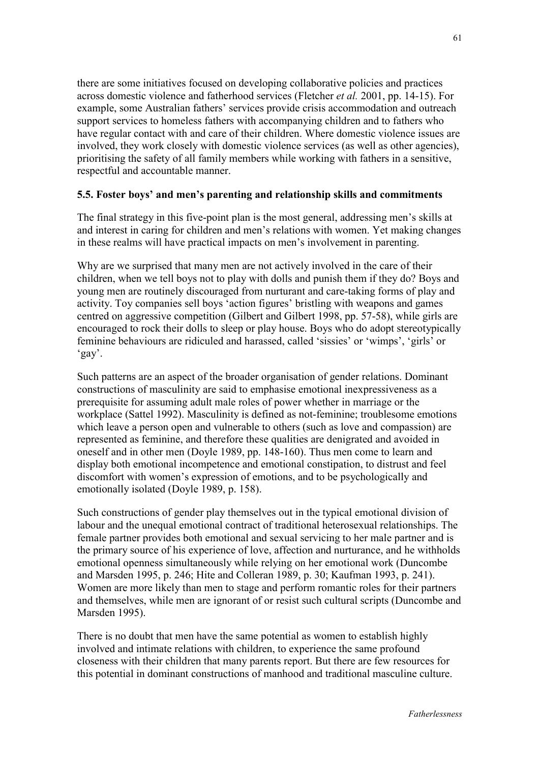there are some initiatives focused on developing collaborative policies and practices across domestic violence and fatherhood services (Fletcher *et al.* 2001, pp. 14-15). For example, some Australian fathers' services provide crisis accommodation and outreach support services to homeless fathers with accompanying children and to fathers who have regular contact with and care of their children. Where domestic violence issues are involved, they work closely with domestic violence services (as well as other agencies), prioritising the safety of all family members while working with fathers in a sensitive, respectful and accountable manner.

### 5.5. Foster boys' and men's parenting and relationship skills and commitments

The final strategy in this five-point plan is the most general, addressing men's skills at and interest in caring for children and men's relations with women. Yet making changes in these realms will have practical impacts on men's involvement in parenting.

Why are we surprised that many men are not actively involved in the care of their children, when we tell boys not to play with dolls and punish them if they do? Boys and young men are routinely discouraged from nurturant and care-taking forms of play and activity. Toy companies sell boys 'action figures' bristling with weapons and games centred on aggressive competition (Gilbert and Gilbert 1998, pp. 57-58), while girls are encouraged to rock their dolls to sleep or play house. Boys who do adopt stereotypically feminine behaviours are ridiculed and harassed, called 'sissies' or 'wimps', 'girls' or 'gay'.

Such patterns are an aspect of the broader organisation of gender relations. Dominant constructions of masculinity are said to emphasise emotional inexpressiveness as a prerequisite for assuming adult male roles of power whether in marriage or the workplace (Sattel 1992). Masculinity is defined as not-feminine; troublesome emotions which leave a person open and vulnerable to others (such as love and compassion) are represented as feminine, and therefore these qualities are denigrated and avoided in oneself and in other men (Doyle 1989, pp. 148-160). Thus men come to learn and display both emotional incompetence and emotional constipation, to distrust and feel discomfort with women's expression of emotions, and to be psychologically and emotionally isolated (Doyle 1989, p. 158).

Such constructions of gender play themselves out in the typical emotional division of labour and the unequal emotional contract of traditional heterosexual relationships. The female partner provides both emotional and sexual servicing to her male partner and is the primary source of his experience of love, affection and nurturance, and he withholds emotional openness simultaneously while relying on her emotional work (Duncombe and Marsden 1995, p. 246; Hite and Colleran 1989, p. 30; Kaufman 1993, p. 241). Women are more likely than men to stage and perform romantic roles for their partners and themselves, while men are ignorant of or resist such cultural scripts (Duncombe and Marsden 1995).

There is no doubt that men have the same potential as women to establish highly involved and intimate relations with children, to experience the same profound closeness with their children that many parents report. But there are few resources for this potential in dominant constructions of manhood and traditional masculine culture.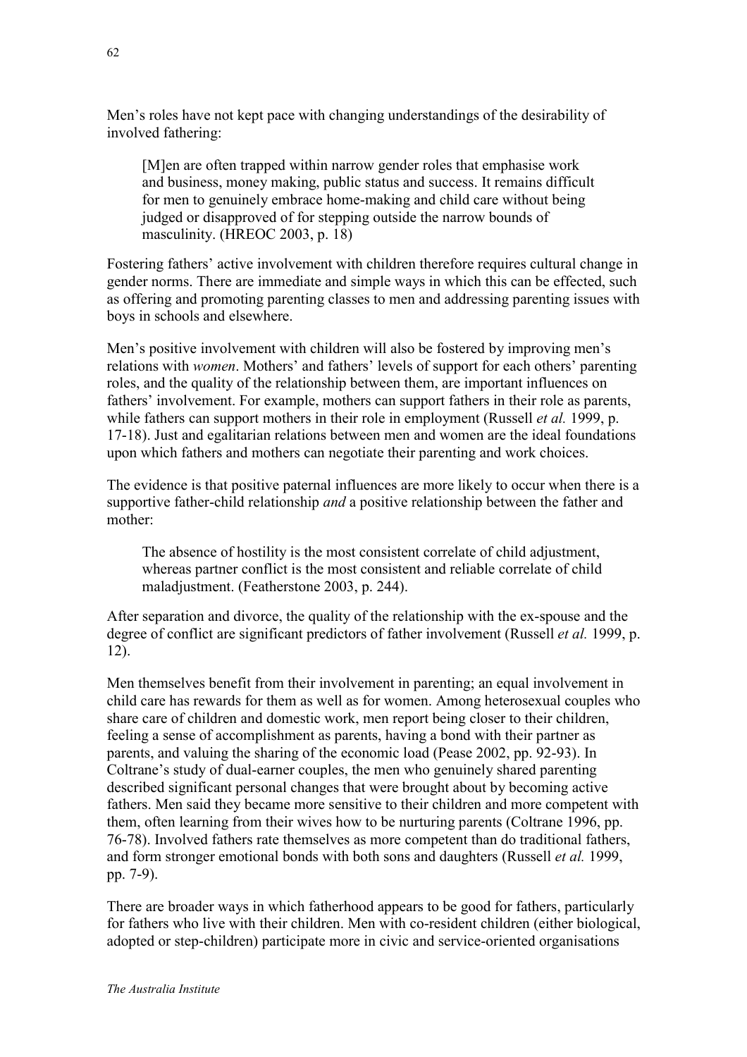Men's roles have not kept pace with changing understandings of the desirability of involved fathering:

> [M]en are often trapped within narrow gender roles that emphasise work and business, money making, public status and success. It remains difficult for men to genuinely embrace home-making and child care without being judged or disapproved of for stepping outside the narrow bounds of masculinity. (HREOC 2003, p. 18)

Fostering fathers' active involvement with children therefore requires cultural change in gender norms. There are immediate and simple ways in which this can be effected, such as offering and promoting parenting classes to men and addressing parenting issues with boys in schools and elsewhere.

Men's positive involvement with children will also be fostered by improving men's relations with *women*. Mothers' and fathers' levels of support for each others' parenting roles, and the quality of the relationship between them, are important influences on fathers' involvement. For example, mothers can support fathers in their role as parents, while fathers can support mothers in their role in employment (Russell *et al.* 1999, p. 17-18). Just and egalitarian relations between men and women are the ideal foundations upon which fathers and mothers can negotiate their parenting and work choices.

The evidence is that positive paternal influences are more likely to occur when there is a supportive father-child relationship *and* a positive relationship between the father and mother:

> The absence of hostility is the most consistent correlate of child adjustment, whereas partner conflict is the most consistent and reliable correlate of child maladjustment. (Featherstone 2003, p. 244).

After separation and divorce, the quality of the relationship with the ex-spouse and the degree of conflict are significant predictors of father involvement (Russell *et al.* 1999, p. 12).

Men themselves benefit from their involvement in parenting; an equal involvement in child care has rewards for them as well as for women. Among heterosexual couples who share care of children and domestic work, men report being closer to their children, feeling a sense of accomplishment as parents, having a bond with their partner as parents, and valuing the sharing of the economic load (Pease 2002, pp. 92-93). In Coltrane's study of dual-earner couples, the men who genuinely shared parenting described significant personal changes that were brought about by becoming active fathers. Men said they became more sensitive to their children and more competent with them, often learning from their wives how to be nurturing parents (Coltrane 1996, pp. 76-78). Involved fathers rate themselves as more competent than do traditional fathers, and form stronger emotional bonds with both sons and daughters (Russell *et al.* 1999, pp. 7-9).

There are broader ways in which fatherhood appears to be good for fathers, particularly for fathers who live with their children. Men with co-resident children (either biological, adopted or step-children) participate more in civic and service-oriented organisations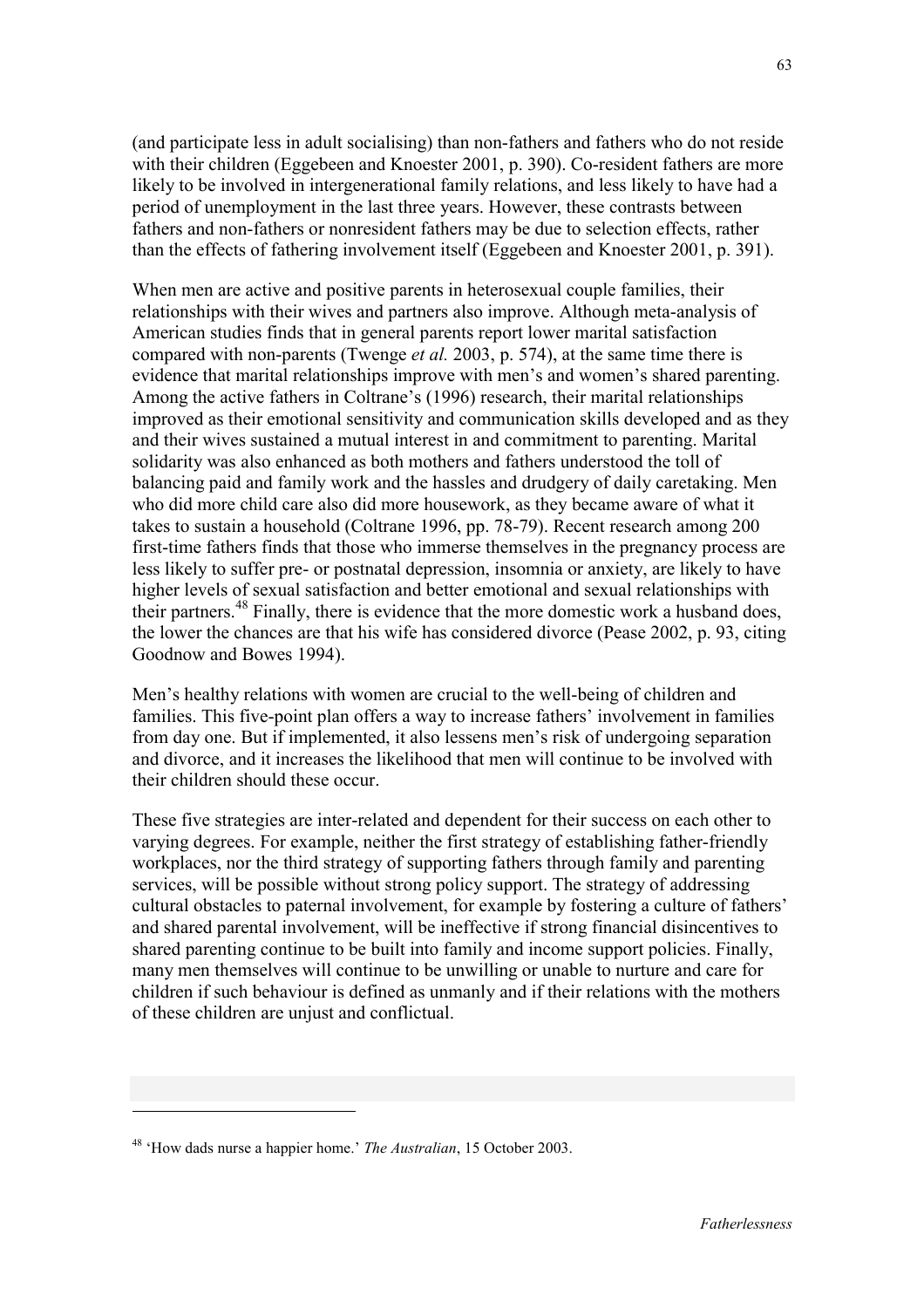(and participate less in adult socialising) than non-fathers and fathers who do not reside with their children (Eggebeen and Knoester 2001, p. 390). Co-resident fathers are more likely to be involved in intergenerational family relations, and less likely to have had a period of unemployment in the last three years. However, these contrasts between fathers and non-fathers or nonresident fathers may be due to selection effects, rather than the effects of fathering involvement itself (Eggebeen and Knoester 2001, p. 391).

When men are active and positive parents in heterosexual couple families, their relationships with their wives and partners also improve. Although meta-analysis of American studies finds that in general parents report lower marital satisfaction compared with non-parents (Twenge *et al.* 2003, p. 574), at the same time there is evidence that marital relationships improve with men's and women's shared parenting. Among the active fathers in Coltrane's (1996) research, their marital relationships improved as their emotional sensitivity and communication skills developed and as they and their wives sustained a mutual interest in and commitment to parenting. Marital solidarity was also enhanced as both mothers and fathers understood the toll of balancing paid and family work and the hassles and drudgery of daily caretaking. Men who did more child care also did more housework, as they became aware of what it takes to sustain a household (Coltrane 1996, pp. 78-79). Recent research among 200 first-time fathers finds that those who immerse themselves in the pregnancy process are less likely to suffer pre- or postnatal depression, insomnia or anxiety, are likely to have higher levels of sexual satisfaction and better emotional and sexual relationships with their partners.[48] Finally, there is evidence that the more domestic work a husband does, the lower the chances are that his wife has considered divorce (Pease 2002, p. 93, citing Goodnow and Bowes 1994).

Men's healthy relations with women are crucial to the well-being of children and families. This five-point plan offers a way to increase fathers' involvement in families from day one. But if implemented, it also lessens men's risk of undergoing separation and divorce, and it increases the likelihood that men will continue to be involved with their children should these occur.

These five strategies are inter-related and dependent for their success on each other to varying degrees. For example, neither the first strategy of establishing father-friendly workplaces, nor the third strategy of supporting fathers through family and parenting services, will be possible without strong policy support. The strategy of addressing cultural obstacles to paternal involvement, for example by fostering a culture of fathers' and shared parental involvement, will be ineffective if strong financial disincentives to shared parenting continue to be built into family and income support policies. Finally, many men themselves will continue to be unwilling or unable to nurture and care for children if such behaviour is defined as unmanly and if their relations with the mothers of these children are unjust and conflictual.

---

[48] 'How dads nurse a happier home.' *The Australian*, 15 October 2003.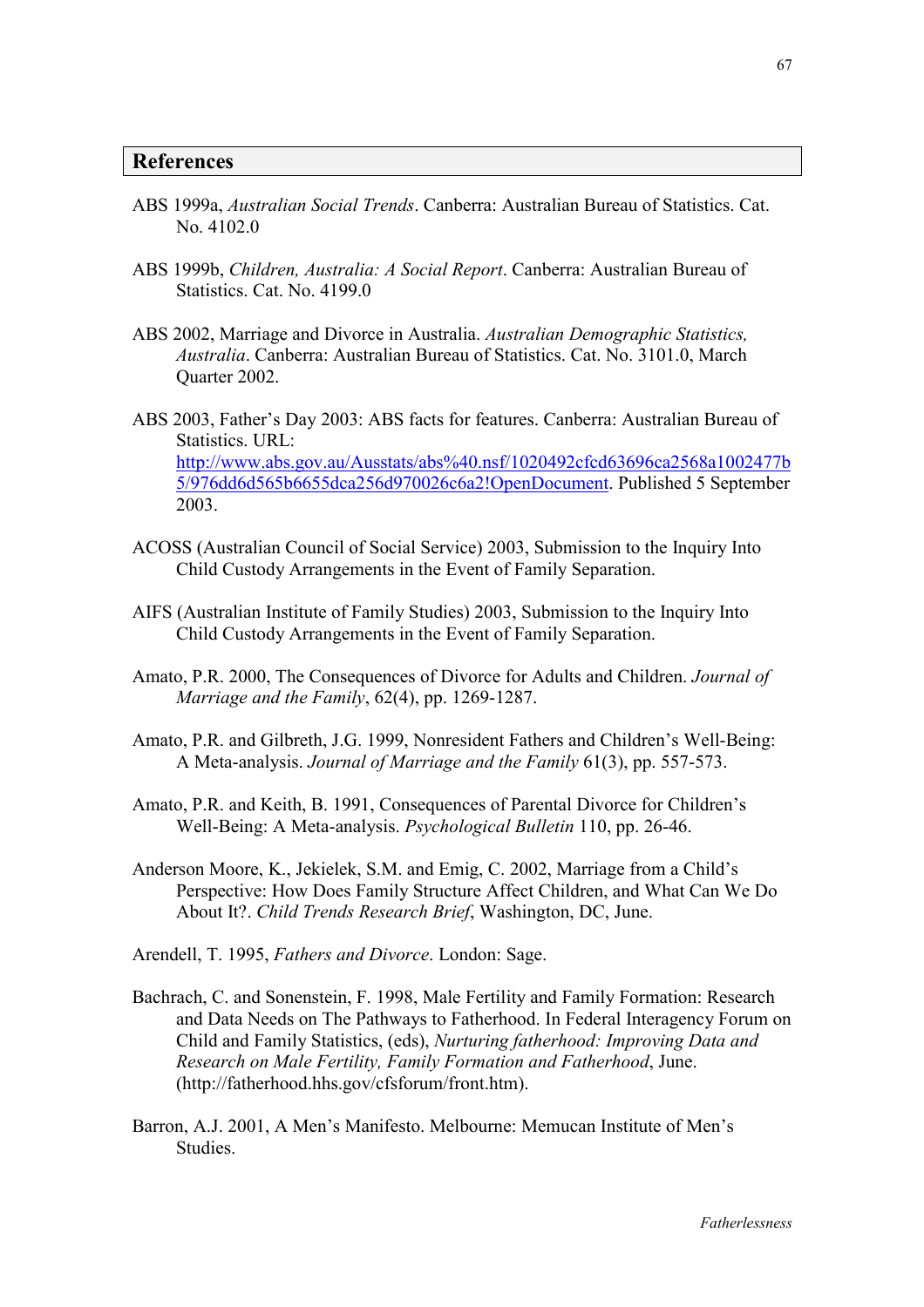## References

ABS 1999a, *Australian Social Trends*. Canberra: Australian Bureau of Statistics. Cat. No. 4102.0

ABS 1999b, *Children, Australia: A Social Report*. Canberra: Australian Bureau of Statistics. Cat. No. 4199.0

ABS 2002, Marriage and Divorce in Australia. *Australian Demographic Statistics, Australia*. Canberra: Australian Bureau of Statistics. Cat. No. 3101.0, March Quarter 2002.

ABS 2003, Father's Day 2003: ABS facts for features. Canberra: Australian Bureau of Statistics. URL: http://www.abs.gov.au/Ausstats/abs%40.nsf/1020492cfcd63696ca2568a1002477b5/976dd6d565b6655dca256d970026c6a2!OpenDocument. Published 5 September 2003.

ACOSS (Australian Council of Social Service) 2003, Submission to the Inquiry Into Child Custody Arrangements in the Event of Family Separation.

AIFS (Australian Institute of Family Studies) 2003, Submission to the Inquiry Into Child Custody Arrangements in the Event of Family Separation.

Amato, P.R. 2000, The Consequences of Divorce for Adults and Children. *Journal of Marriage and the Family*, 62(4), pp. 1269-1287.

Amato, P.R. and Gilbreth, J.G. 1999, Nonresident Fathers and Children's Well-Being: A Meta-analysis. *Journal of Marriage and the Family* 61(3), pp. 557-573.

Amato, P.R. and Keith, B. 1991, Consequences of Parental Divorce for Children's Well-Being: A Meta-analysis. *Psychological Bulletin* 110, pp. 26-46.

Anderson Moore, K., Jekielek, S.M. and Emig, C. 2002, Marriage from a Child's Perspective: How Does Family Structure Affect Children, and What Can We Do About It?. *Child Trends Research Brief*, Washington, DC, June.

Arendell, T. 1995, *Fathers and Divorce*. London: Sage.

Bachrach, C. and Sonenstein, F. 1998, Male Fertility and Family Formation: Research and Data Needs on The Pathways to Fatherhood. In Federal Interagency Forum on Child and Family Statistics, (eds), *Nurturing fatherhood: Improving Data and Research on Male Fertility, Family Formation and Fatherhood*, June. (http://fatherhood.hhs.gov/cfsforum/front.htm).

Barron, A.J. 2001, A Men's Manifesto. Melbourne: Memucan Institute of Men's Studies.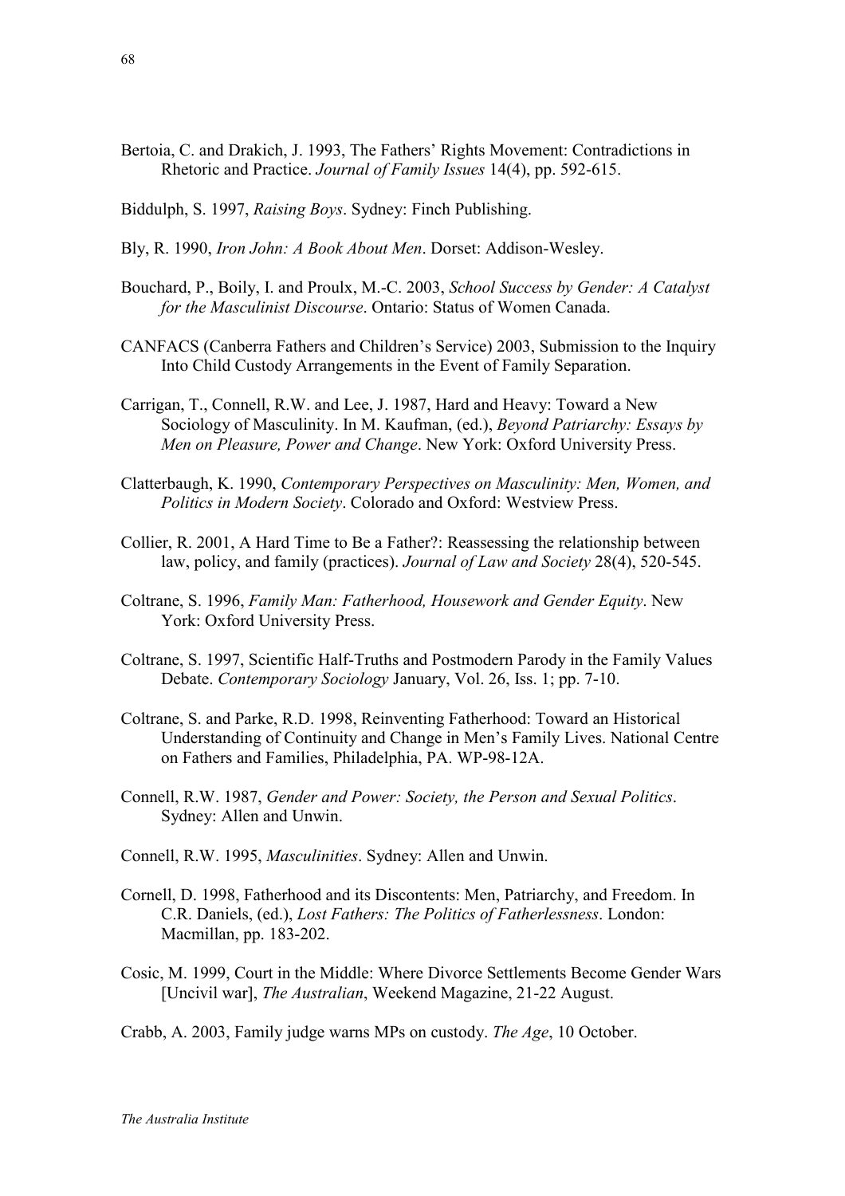Bertoia, C. and Drakich, J. 1993, The Fathers' Rights Movement: Contradictions in Rhetoric and Practice. *Journal of Family Issues* 14(4), pp. 592-615.

Biddulph, S. 1997, *Raising Boys*. Sydney: Finch Publishing.

Bly, R. 1990, *Iron John: A Book About Men*. Dorset: Addison-Wesley.

Bouchard, P., Boily, I. and Proulx, M.-C. 2003, *School Success by Gender: A Catalyst for the Masculinist Discourse*. Ontario: Status of Women Canada.

CANFACS (Canberra Fathers and Children's Service) 2003, Submission to the Inquiry Into Child Custody Arrangements in the Event of Family Separation.

Carrigan, T., Connell, R.W. and Lee, J. 1987, Hard and Heavy: Toward a New Sociology of Masculinity. In M. Kaufman, (ed.), *Beyond Patriarchy: Essays by Men on Pleasure, Power and Change*. New York: Oxford University Press.

Clatterbaugh, K. 1990, *Contemporary Perspectives on Masculinity: Men, Women, and Politics in Modern Society*. Colorado and Oxford: Westview Press.

Collier, R. 2001, A Hard Time to Be a Father?: Reassessing the relationship between law, policy, and family (practices). *Journal of Law and Society* 28(4), 520-545.

Coltrane, S. 1996, *Family Man: Fatherhood, Housework and Gender Equity*. New York: Oxford University Press.

Coltrane, S. 1997, Scientific Half-Truths and Postmodern Parody in the Family Values Debate. *Contemporary Sociology* January, Vol. 26, Iss. 1; pp. 7-10.

Coltrane, S. and Parke, R.D. 1998, Reinventing Fatherhood: Toward an Historical Understanding of Continuity and Change in Men's Family Lives. National Centre on Fathers and Families, Philadelphia, PA. WP-98-12A.

Connell, R.W. 1987, *Gender and Power: Society, the Person and Sexual Politics*. Sydney: Allen and Unwin.

Connell, R.W. 1995, *Masculinities*. Sydney: Allen and Unwin.

Cornell, D. 1998, Fatherhood and its Discontents: Men, Patriarchy, and Freedom. In C.R. Daniels, (ed.), *Lost Fathers: The Politics of Fatherlessness*. London: Macmillan, pp. 183-202.

Cosic, M. 1999, Court in the Middle: Where Divorce Settlements Become Gender Wars [Uncivil war], *The Australian*, Weekend Magazine, 21-22 August.

Crabb, A. 2003, Family judge warns MPs on custody. *The Age*, 10 October.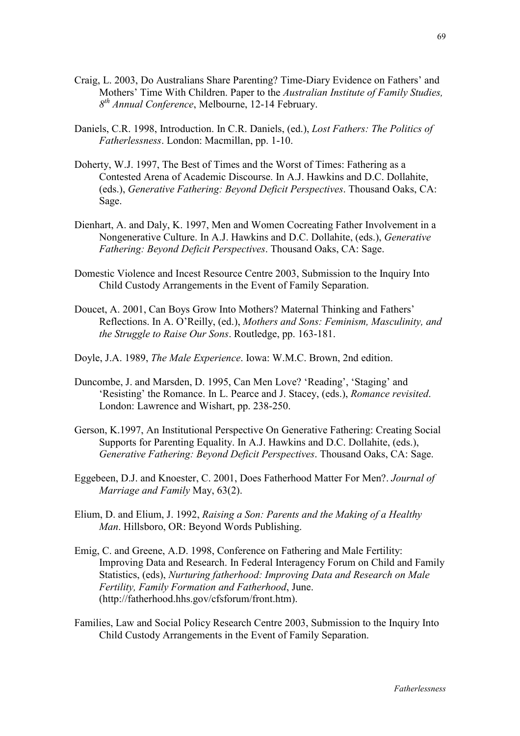Craig, L. 2003, Do Australians Share Parenting? Time-Diary Evidence on Fathers' and Mothers' Time With Children. Paper to the *Australian Institute of Family Studies, 8th Annual Conference*, Melbourne, 12-14 February.

Daniels, C.R. 1998, Introduction. In C.R. Daniels, (ed.), *Lost Fathers: The Politics of Fatherlessness*. London: Macmillan, pp. 1-10.

Doherty, W.J. 1997, The Best of Times and the Worst of Times: Fathering as a Contested Arena of Academic Discourse. In A.J. Hawkins and D.C. Dollahite, (eds.), *Generative Fathering: Beyond Deficit Perspectives*. Thousand Oaks, CA: Sage.

Dienhart, A. and Daly, K. 1997, Men and Women Cocreating Father Involvement in a Nongenerative Culture. In A.J. Hawkins and D.C. Dollahite, (eds.), *Generative Fathering: Beyond Deficit Perspectives*. Thousand Oaks, CA: Sage.

Domestic Violence and Incest Resource Centre 2003, Submission to the Inquiry Into Child Custody Arrangements in the Event of Family Separation.

Doucet, A. 2001, Can Boys Grow Into Mothers? Maternal Thinking and Fathers' Reflections. In A. O'Reilly, (ed.), *Mothers and Sons: Feminism, Masculinity, and the Struggle to Raise Our Sons*. Routledge, pp. 163-181.

Doyle, J.A. 1989, *The Male Experience*. Iowa: W.M.C. Brown, 2nd edition.

Duncombe, J. and Marsden, D. 1995, Can Men Love? 'Reading', 'Staging' and 'Resisting' the Romance. In L. Pearce and J. Stacey, (eds.), *Romance revisited*. London: Lawrence and Wishart, pp. 238-250.

Gerson, K.1997, An Institutional Perspective On Generative Fathering: Creating Social Supports for Parenting Equality. In A.J. Hawkins and D.C. Dollahite, (eds.), *Generative Fathering: Beyond Deficit Perspectives*. Thousand Oaks, CA: Sage.

Eggebeen, D.J. and Knoester, C. 2001, Does Fatherhood Matter For Men?. *Journal of Marriage and Family* May, 63(2).

Elium, D. and Elium, J. 1992, *Raising a Son: Parents and the Making of a Healthy Man*. Hillsboro, OR: Beyond Words Publishing.

Emig, C. and Greene, A.D. 1998, Conference on Fathering and Male Fertility: Improving Data and Research. In Federal Interagency Forum on Child and Family Statistics, (eds), *Nurturing fatherhood: Improving Data and Research on Male Fertility, Family Formation and Fatherhood*, June. (http://fatherhood.hhs.gov/cfsforum/front.htm).

Families, Law and Social Policy Research Centre 2003, Submission to the Inquiry Into Child Custody Arrangements in the Event of Family Separation.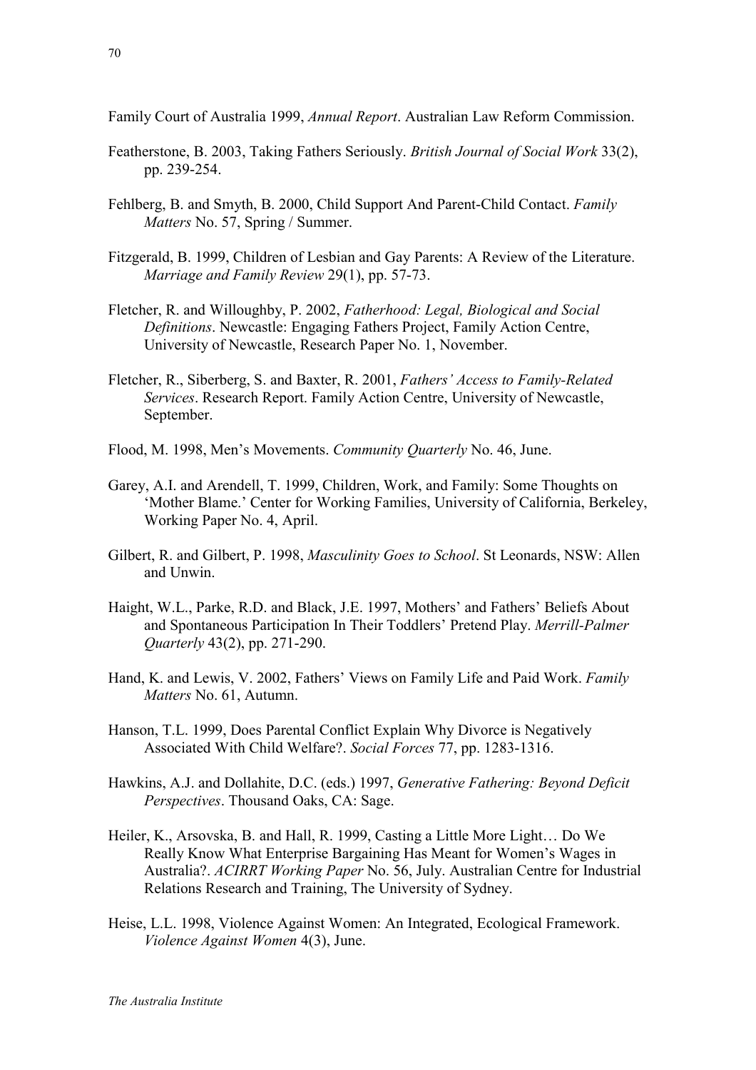Family Court of Australia 1999, *Annual Report*. Australian Law Reform Commission.

Featherstone, B. 2003, Taking Fathers Seriously. *British Journal of Social Work* 33(2), pp. 239-254.

Fehlberg, B. and Smyth, B. 2000, Child Support And Parent-Child Contact. *Family Matters* No. 57, Spring / Summer.

Fitzgerald, B. 1999, Children of Lesbian and Gay Parents: A Review of the Literature. *Marriage and Family Review* 29(1), pp. 57-73.

Fletcher, R. and Willoughby, P. 2002, *Fatherhood: Legal, Biological and Social Definitions*. Newcastle: Engaging Fathers Project, Family Action Centre, University of Newcastle, Research Paper No. 1, November.

Fletcher, R., Siberberg, S. and Baxter, R. 2001, *Fathers' Access to Family-Related Services*. Research Report. Family Action Centre, University of Newcastle, September.

Flood, M. 1998, Men's Movements. *Community Quarterly* No. 46, June.

Garey, A.I. and Arendell, T. 1999, Children, Work, and Family: Some Thoughts on 'Mother Blame.' Center for Working Families, University of California, Berkeley, Working Paper No. 4, April.

Gilbert, R. and Gilbert, P. 1998, *Masculinity Goes to School*. St Leonards, NSW: Allen and Unwin.

Haight, W.L., Parke, R.D. and Black, J.E. 1997, Mothers' and Fathers' Beliefs About and Spontaneous Participation In Their Toddlers' Pretend Play. *Merrill-Palmer Quarterly* 43(2), pp. 271-290.

Hand, K. and Lewis, V. 2002, Fathers' Views on Family Life and Paid Work. *Family Matters* No. 61, Autumn.

Hanson, T.L. 1999, Does Parental Conflict Explain Why Divorce is Negatively Associated With Child Welfare?. *Social Forces* 77, pp. 1283-1316.

Hawkins, A.J. and Dollahite, D.C. (eds.) 1997, *Generative Fathering: Beyond Deficit Perspectives*. Thousand Oaks, CA: Sage.

Heiler, K., Arsovska, B. and Hall, R. 1999, Casting a Little More Light… Do We Really Know What Enterprise Bargaining Has Meant for Women's Wages in Australia?. *ACIRRT Working Paper* No. 56, July. Australian Centre for Industrial Relations Research and Training, The University of Sydney.

Heise, L.L. 1998, Violence Against Women: An Integrated, Ecological Framework. *Violence Against Women* 4(3), June.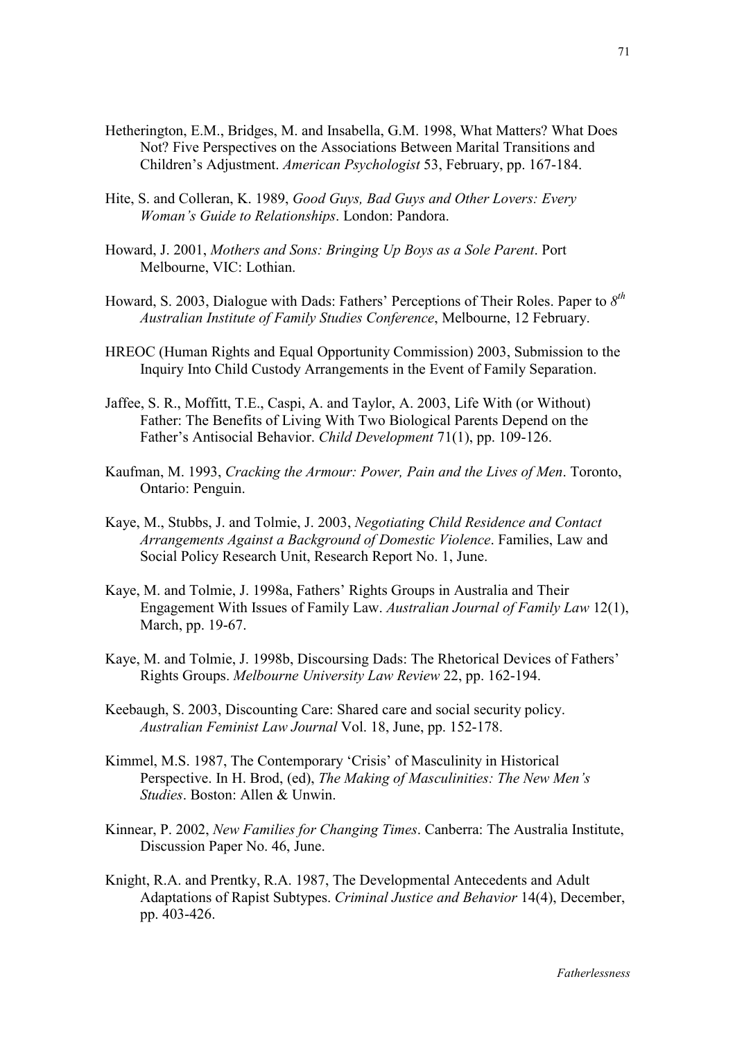Hetherington, E.M., Bridges, M. and Insabella, G.M. 1998, What Matters? What Does Not? Five Perspectives on the Associations Between Marital Transitions and Children's Adjustment. *American Psychologist* 53, February, pp. 167-184.

Hite, S. and Colleran, K. 1989, *Good Guys, Bad Guys and Other Lovers: Every Woman's Guide to Relationships*. London: Pandora.

Howard, J. 2001, *Mothers and Sons: Bringing Up Boys as a Sole Parent*. Port Melbourne, VIC: Lothian.

Howard, S. 2003, Dialogue with Dads: Fathers' Perceptions of Their Roles. Paper to *8th Australian Institute of Family Studies Conference*, Melbourne, 12 February.

HREOC (Human Rights and Equal Opportunity Commission) 2003, Submission to the Inquiry Into Child Custody Arrangements in the Event of Family Separation.

Jaffee, S. R., Moffitt, T.E., Caspi, A. and Taylor, A. 2003, Life With (or Without) Father: The Benefits of Living With Two Biological Parents Depend on the Father's Antisocial Behavior. *Child Development* 71(1), pp. 109-126.

Kaufman, M. 1993, *Cracking the Armour: Power, Pain and the Lives of Men*. Toronto, Ontario: Penguin.

Kaye, M., Stubbs, J. and Tolmie, J. 2003, *Negotiating Child Residence and Contact Arrangements Against a Background of Domestic Violence*. Families, Law and Social Policy Research Unit, Research Report No. 1, June.

Kaye, M. and Tolmie, J. 1998a, Fathers' Rights Groups in Australia and Their Engagement With Issues of Family Law. *Australian Journal of Family Law* 12(1), March, pp. 19-67.

Kaye, M. and Tolmie, J. 1998b, Discoursing Dads: The Rhetorical Devices of Fathers' Rights Groups. *Melbourne University Law Review* 22, pp. 162-194.

Keebaugh, S. 2003, Discounting Care: Shared care and social security policy. *Australian Feminist Law Journal* Vol. 18, June, pp. 152-178.

Kimmel, M.S. 1987, The Contemporary 'Crisis' of Masculinity in Historical Perspective. In H. Brod, (ed), *The Making of Masculinities: The New Men's Studies*. Boston: Allen & Unwin.

Kinnear, P. 2002, *New Families for Changing Times*. Canberra: The Australia Institute, Discussion Paper No. 46, June.

Knight, R.A. and Prentky, R.A. 1987, The Developmental Antecedents and Adult Adaptations of Rapist Subtypes. *Criminal Justice and Behavior* 14(4), December, pp. 403-426.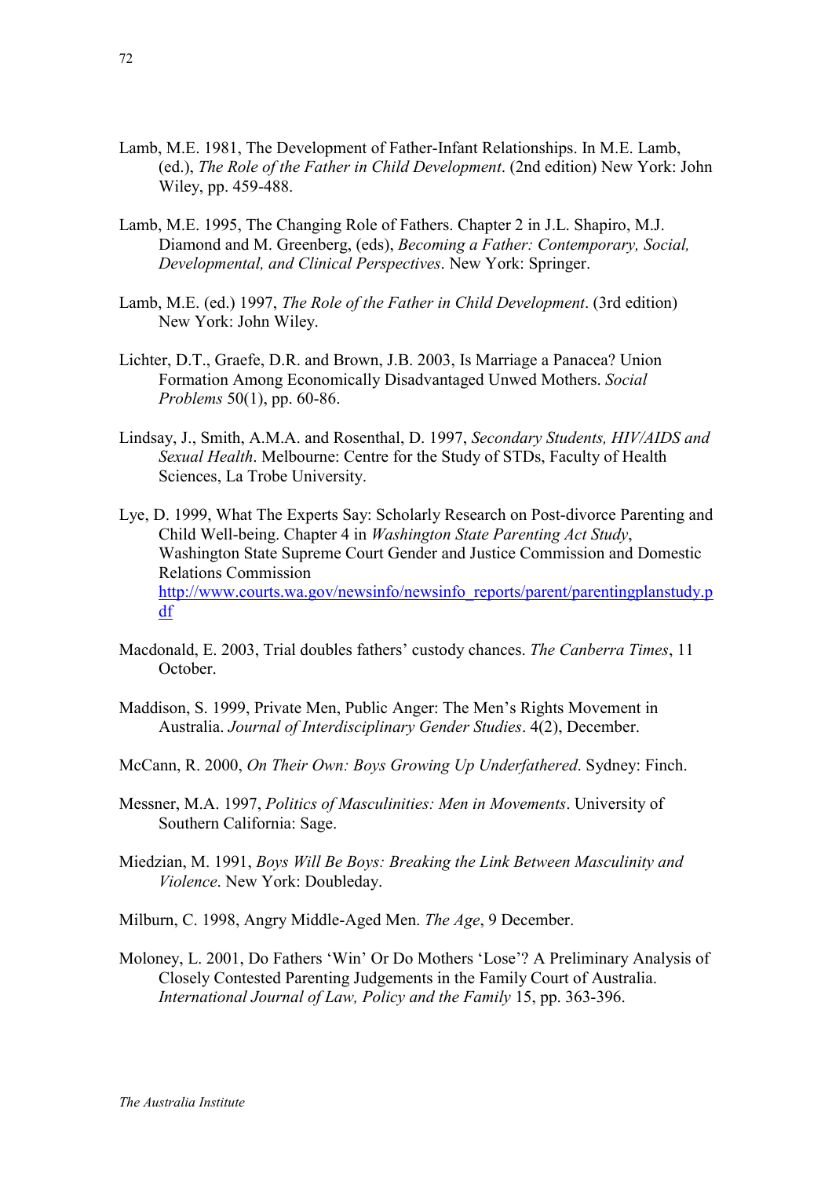Lamb, M.E. 1981, The Development of Father-Infant Relationships. In M.E. Lamb, (ed.), *The Role of the Father in Child Development*. (2nd edition) New York: John Wiley, pp. 459-488.

Lamb, M.E. 1995, The Changing Role of Fathers. Chapter 2 in J.L. Shapiro, M.J. Diamond and M. Greenberg, (eds), *Becoming a Father: Contemporary, Social, Developmental, and Clinical Perspectives*. New York: Springer.

Lamb, M.E. (ed.) 1997, *The Role of the Father in Child Development*. (3rd edition) New York: John Wiley.

Lichter, D.T., Graefe, D.R. and Brown, J.B. 2003, Is Marriage a Panacea? Union Formation Among Economically Disadvantaged Unwed Mothers. *Social Problems* 50(1), pp. 60-86.

Lindsay, J., Smith, A.M.A. and Rosenthal, D. 1997, *Secondary Students, HIV/AIDS and Sexual Health*. Melbourne: Centre for the Study of STDs, Faculty of Health Sciences, La Trobe University.

Lye, D. 1999, What The Experts Say: Scholarly Research on Post-divorce Parenting and Child Well-being. Chapter 4 in *Washington State Parenting Act Study*, Washington State Supreme Court Gender and Justice Commission and Domestic Relations Commission http://www.courts.wa.gov/newsinfo/newsinfo_reports/parent/parentingplanstudy.pdf

Macdonald, E. 2003, Trial doubles fathers' custody chances. *The Canberra Times*, 11 October.

Maddison, S. 1999, Private Men, Public Anger: The Men's Rights Movement in Australia. *Journal of Interdisciplinary Gender Studies*. 4(2), December.

McCann, R. 2000, *On Their Own: Boys Growing Up Underfathered*. Sydney: Finch.

Messner, M.A. 1997, *Politics of Masculinities: Men in Movements*. University of Southern California: Sage.

Miedzian, M. 1991, *Boys Will Be Boys: Breaking the Link Between Masculinity and Violence*. New York: Doubleday.

Milburn, C. 1998, Angry Middle-Aged Men. *The Age*, 9 December.

Moloney, L. 2001, Do Fathers 'Win' Or Do Mothers 'Lose'? A Preliminary Analysis of Closely Contested Parenting Judgements in the Family Court of Australia. *International Journal of Law, Policy and the Family* 15, pp. 363-396.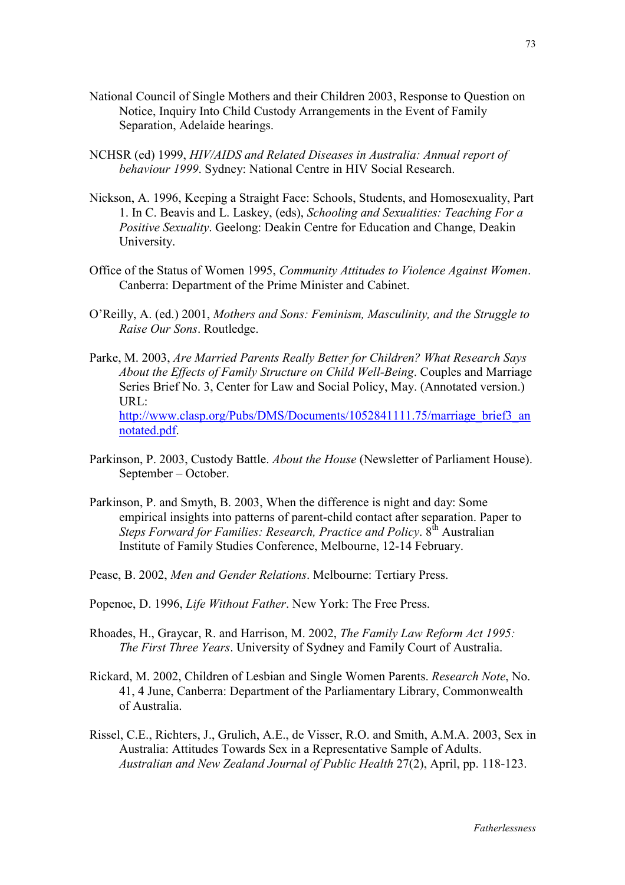National Council of Single Mothers and their Children 2003, Response to Question on Notice, Inquiry Into Child Custody Arrangements in the Event of Family Separation, Adelaide hearings.

NCHSR (ed) 1999, *HIV/AIDS and Related Diseases in Australia: Annual report of behaviour 1999*. Sydney: National Centre in HIV Social Research.

Nickson, A. 1996, Keeping a Straight Face: Schools, Students, and Homosexuality, Part 1. In C. Beavis and L. Laskey, (eds), *Schooling and Sexualities: Teaching For a Positive Sexuality*. Geelong: Deakin Centre for Education and Change, Deakin University.

Office of the Status of Women 1995, *Community Attitudes to Violence Against Women*. Canberra: Department of the Prime Minister and Cabinet.

O'Reilly, A. (ed.) 2001, *Mothers and Sons: Feminism, Masculinity, and the Struggle to Raise Our Sons*. Routledge.

Parke, M. 2003, *Are Married Parents Really Better for Children? What Research Says About the Effects of Family Structure on Child Well-Being*. Couples and Marriage Series Brief No. 3, Center for Law and Social Policy, May. (Annotated version.) URL: http://www.clasp.org/Pubs/DMS/Documents/1052841111.75/marriage_brief3_annotated.pdf.

Parkinson, P. 2003, Custody Battle. *About the House* (Newsletter of Parliament House). September – October.

Parkinson, P. and Smyth, B. 2003, When the difference is night and day: Some empirical insights into patterns of parent-child contact after separation. Paper to *Steps Forward for Families: Research, Practice and Policy*. 8th Australian Institute of Family Studies Conference, Melbourne, 12-14 February.

Pease, B. 2002, *Men and Gender Relations*. Melbourne: Tertiary Press.

Popenoe, D. 1996, *Life Without Father*. New York: The Free Press.

Rhoades, H., Graycar, R. and Harrison, M. 2002, *The Family Law Reform Act 1995: The First Three Years*. University of Sydney and Family Court of Australia.

Rickard, M. 2002, Children of Lesbian and Single Women Parents. *Research Note*, No. 41, 4 June, Canberra: Department of the Parliamentary Library, Commonwealth of Australia.

Rissel, C.E., Richters, J., Grulich, A.E., de Visser, R.O. and Smith, A.M.A. 2003, Sex in Australia: Attitudes Towards Sex in a Representative Sample of Adults. *Australian and New Zealand Journal of Public Health* 27(2), April, pp. 118-123.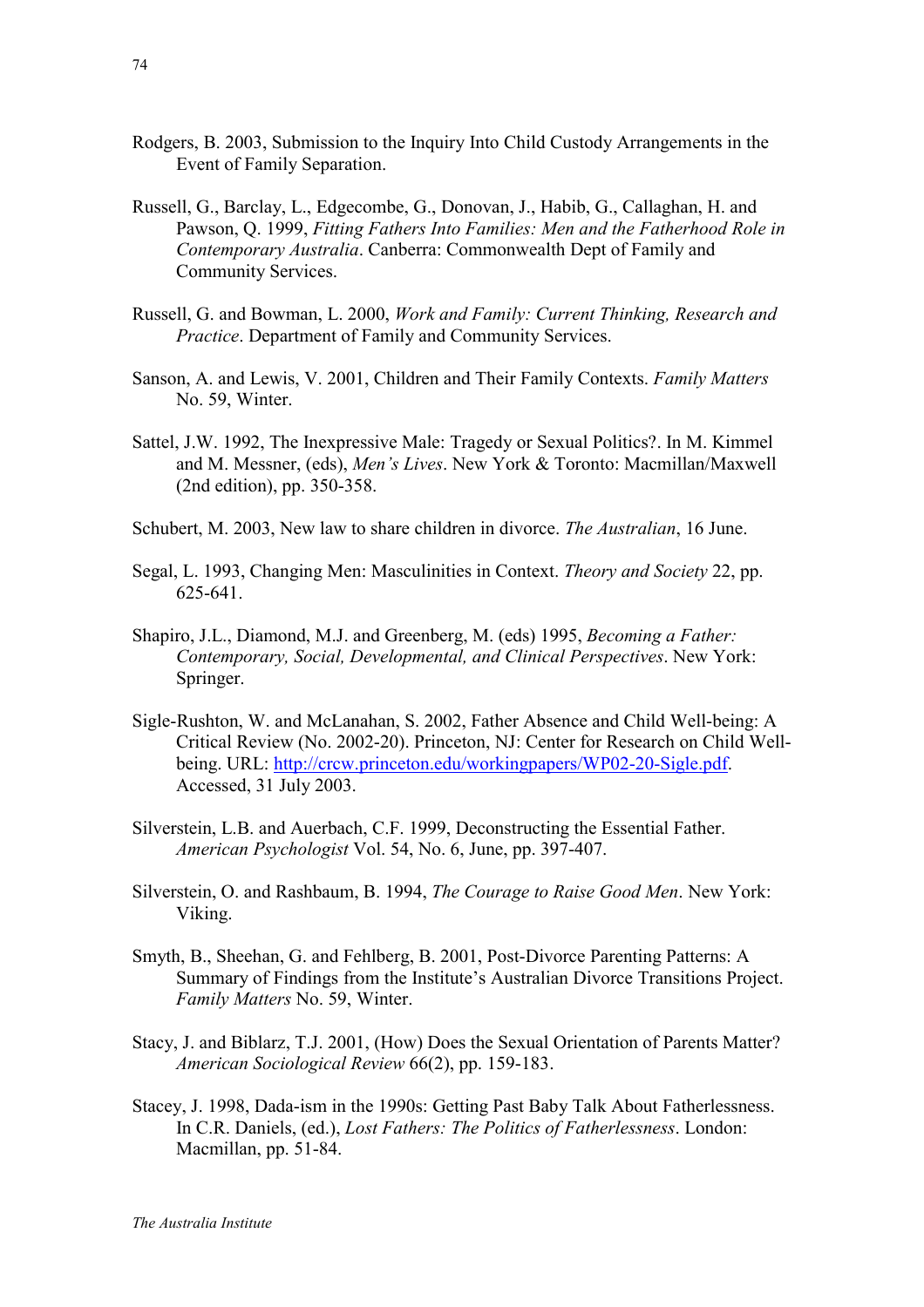Rodgers, B. 2003, Submission to the Inquiry Into Child Custody Arrangements in the Event of Family Separation.

Russell, G., Barclay, L., Edgecombe, G., Donovan, J., Habib, G., Callaghan, H. and Pawson, Q. 1999, *Fitting Fathers Into Families: Men and the Fatherhood Role in Contemporary Australia*. Canberra: Commonwealth Dept of Family and Community Services.

Russell, G. and Bowman, L. 2000, *Work and Family: Current Thinking, Research and Practice*. Department of Family and Community Services.

Sanson, A. and Lewis, V. 2001, Children and Their Family Contexts. *Family Matters* No. 59, Winter.

Sattel, J.W. 1992, The Inexpressive Male: Tragedy or Sexual Politics?. In M. Kimmel and M. Messner, (eds), *Men's Lives*. New York & Toronto: Macmillan/Maxwell (2nd edition), pp. 350-358.

Schubert, M. 2003, New law to share children in divorce. *The Australian*, 16 June.

Segal, L. 1993, Changing Men: Masculinities in Context. *Theory and Society* 22, pp. 625-641.

Shapiro, J.L., Diamond, M.J. and Greenberg, M. (eds) 1995, *Becoming a Father: Contemporary, Social, Developmental, and Clinical Perspectives*. New York: Springer.

Sigle-Rushton, W. and McLanahan, S. 2002, Father Absence and Child Well-being: A Critical Review (No. 2002-20). Princeton, NJ: Center for Research on Child Well-being. URL: http://crcw.princeton.edu/workingpapers/WP02-20-Sigle.pdf. Accessed, 31 July 2003.

Silverstein, L.B. and Auerbach, C.F. 1999, Deconstructing the Essential Father. *American Psychologist* Vol. 54, No. 6, June, pp. 397-407.

Silverstein, O. and Rashbaum, B. 1994, *The Courage to Raise Good Men*. New York: Viking.

Smyth, B., Sheehan, G. and Fehlberg, B. 2001, Post-Divorce Parenting Patterns: A Summary of Findings from the Institute's Australian Divorce Transitions Project. *Family Matters* No. 59, Winter.

Stacy, J. and Biblarz, T.J. 2001, (How) Does the Sexual Orientation of Parents Matter? *American Sociological Review* 66(2), pp. 159-183.

Stacey, J. 1998, Dada-ism in the 1990s: Getting Past Baby Talk About Fatherlessness. In C.R. Daniels, (ed.), *Lost Fathers: The Politics of Fatherlessness*. London: Macmillan, pp. 51-84.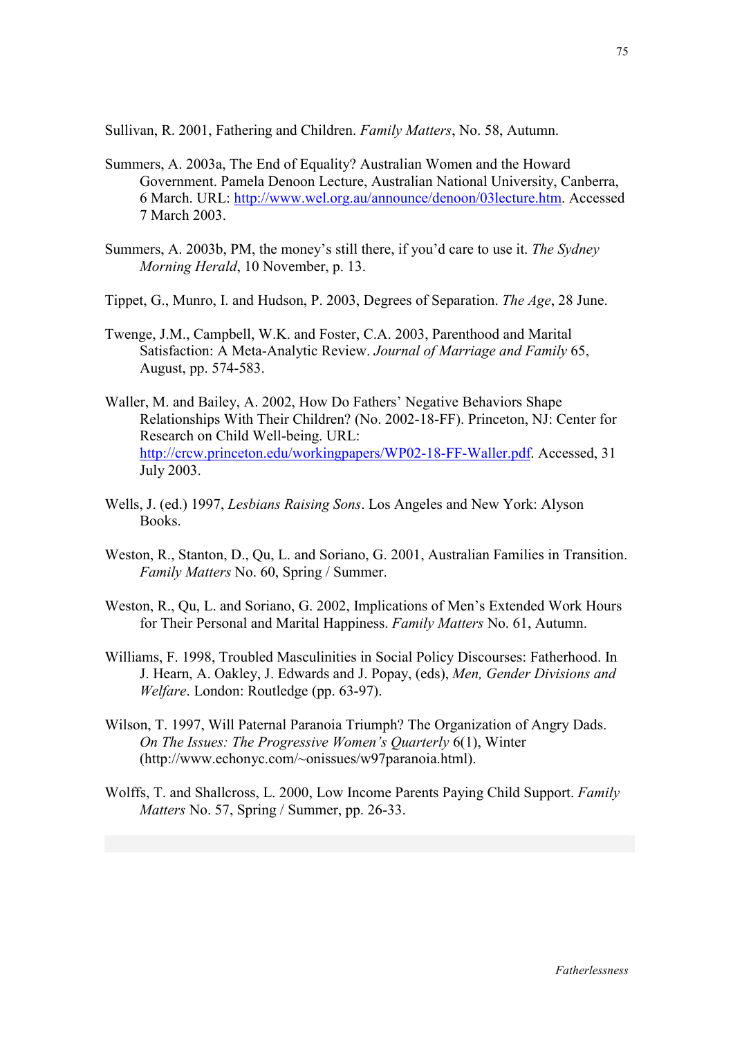Sullivan, R. 2001, Fathering and Children. *Family Matters*, No. 58, Autumn.

Summers, A. 2003a, The End of Equality? Australian Women and the Howard Government. Pamela Denoon Lecture, Australian National University, Canberra, 6 March. URL: http://www.wel.org.au/announce/denoon/03lecture.htm. Accessed 7 March 2003.

Summers, A. 2003b, PM, the money's still there, if you'd care to use it. *The Sydney Morning Herald*, 10 November, p. 13.

Tippet, G., Munro, I. and Hudson, P. 2003, Degrees of Separation. *The Age*, 28 June.

Twenge, J.M., Campbell, W.K. and Foster, C.A. 2003, Parenthood and Marital Satisfaction: A Meta-Analytic Review. *Journal of Marriage and Family* 65, August, pp. 574-583.

Waller, M. and Bailey, A. 2002, How Do Fathers' Negative Behaviors Shape Relationships With Their Children? (No. 2002-18-FF). Princeton, NJ: Center for Research on Child Well-being. URL: http://crcw.princeton.edu/workingpapers/WP02-18-FF-Waller.pdf. Accessed, 31 July 2003.

Wells, J. (ed.) 1997, *Lesbians Raising Sons*. Los Angeles and New York: Alyson Books.

Weston, R., Stanton, D., Qu, L. and Soriano, G. 2001, Australian Families in Transition. *Family Matters* No. 60, Spring / Summer.

Weston, R., Qu, L. and Soriano, G. 2002, Implications of Men's Extended Work Hours for Their Personal and Marital Happiness. *Family Matters* No. 61, Autumn.

Williams, F. 1998, Troubled Masculinities in Social Policy Discourses: Fatherhood. In J. Hearn, A. Oakley, J. Edwards and J. Popay, (eds), *Men, Gender Divisions and Welfare*. London: Routledge (pp. 63-97).

Wilson, T. 1997, Will Paternal Paranoia Triumph? The Organization of Angry Dads. *On The Issues: The Progressive Women's Quarterly* 6(1), Winter (http://www.echonyc.com/~onissues/w97paranoia.html).

Wolffs, T. and Shallcross, L. 2000, Low Income Parents Paying Child Support. *Family Matters* No. 57, Spring / Summer, pp. 26-33.